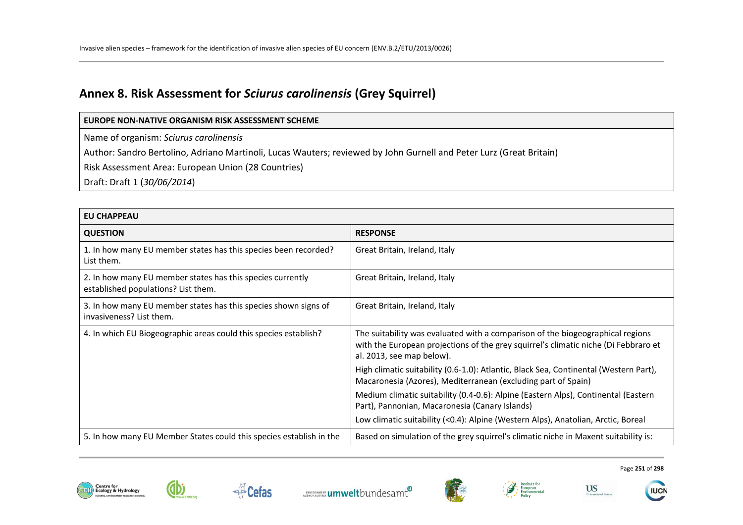# Annex 8. Risk Assessment for *Sciurus carolinensis* (Grey Squirrel)

| EUROPE NON-NATIVE ORGANISM RISK ASSESSMENT SCHEME |
|---|
| Name of organism: *Sciurus carolinensis* |
| Author: Sandro Bertolino, Adriano Martinoli, Lucas Wauters; reviewed by John Gurnell and Peter Lurz (Great Britain) |
| Risk Assessment Area: European Union (28 Countries) |
| Draft: Draft 1 (*30/06/2014*) |

| EU CHAPPEAU | |
|---|---|
| **QUESTION** | **RESPONSE** |
| 1. In how many EU member states has this species been recorded? List them. | Great Britain, Ireland, Italy |
| 2. In how many EU member states has this species currently established populations? List them. | Great Britain, Ireland, Italy |
| 3. In how many EU member states has this species shown signs of invasiveness? List them. | Great Britain, Ireland, Italy |
| 4. In which EU Biogeographic areas could this species establish? | The suitability was evaluated with a comparison of the biogeographical regions with the European projections of the grey squirrel's climatic niche (Di Febbraro et al. 2013, see map below).<br><br>High climatic suitability (0.6-1.0): Atlantic, Black Sea, Continental (Western Part), Macaronesia (Azores), Mediterranean (excluding part of Spain)<br><br>Medium climatic suitability (0.4-0.6): Alpine (Eastern Alps), Continental (Eastern Part), Pannonian, Macaronesia (Canary Islands)<br><br>Low climatic suitability (<0.4): Alpine (Western Alps), Anatolian, Arctic, Boreal |
| 5. In how many EU Member States could this species establish in the | Based on simulation of the grey squirrel's climatic niche in Maxent suitability is: |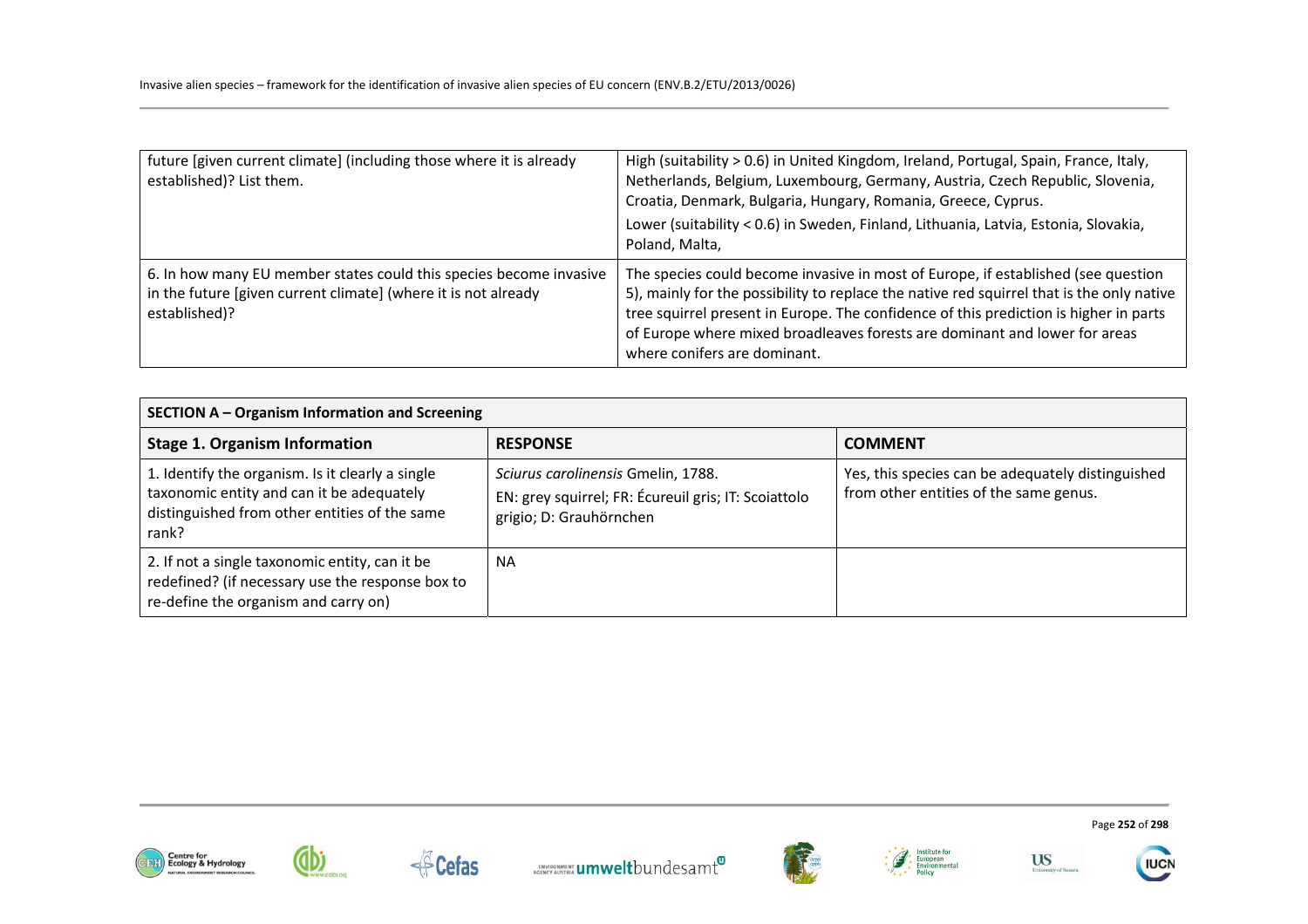| | |
|---|---|
| future [given current climate] (including those where it is already established)? List them. | High (suitability > 0.6) in United Kingdom, Ireland, Portugal, Spain, France, Italy, Netherlands, Belgium, Luxembourg, Germany, Austria, Czech Republic, Slovenia, Croatia, Denmark, Bulgaria, Hungary, Romania, Greece, Cyprus.<br>Lower (suitability < 0.6) in Sweden, Finland, Lithuania, Latvia, Estonia, Slovakia, Poland, Malta, |
| 6. In how many EU member states could this species become invasive in the future [given current climate] (where it is not already established)? | The species could become invasive in most of Europe, if established (see question 5), mainly for the possibility to replace the native red squirrel that is the only native tree squirrel present in Europe. The confidence of this prediction is higher in parts of Europe where mixed broadleaves forests are dominant and lower for areas where conifers are dominant. |

| **SECTION A – Organism Information and Screening** | | |
|---|---|---|
| **Stage 1. Organism Information** | **RESPONSE** | **COMMENT** |
| 1. Identify the organism. Is it clearly a single taxonomic entity and can it be adequately distinguished from other entities of the same rank? | *Sciurus carolinensis* Gmelin, 1788.<br>EN: grey squirrel; FR: Écureuil gris; IT: Scoiattolo grigio; D: Grauhörnchen | Yes, this species can be adequately distinguished from other entities of the same genus. |
| 2. If not a single taxonomic entity, can it be redefined? (if necessary use the response box to re-define the organism and carry on) | NA | |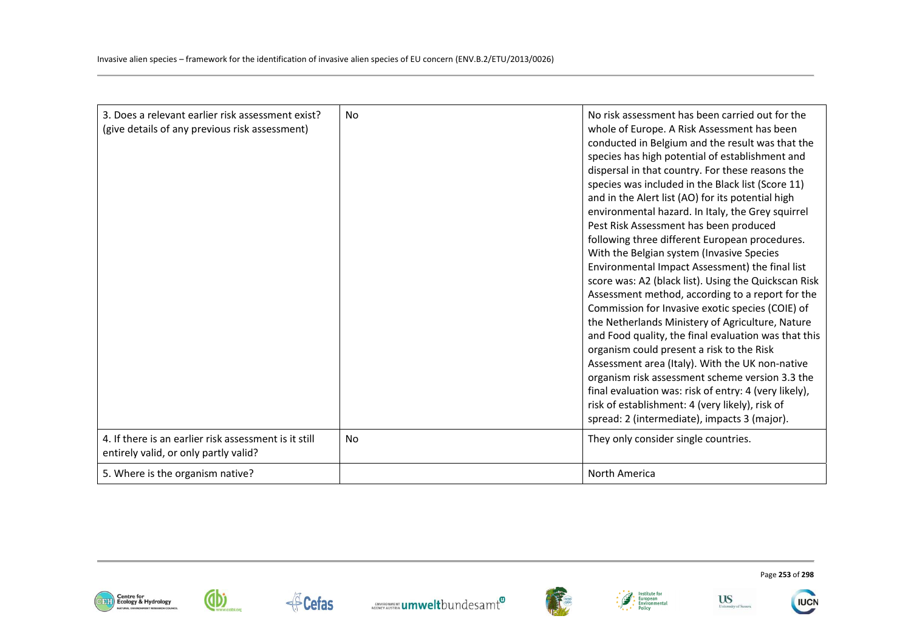| | | |
|---|---|---|
| 3. Does a relevant earlier risk assessment exist? (give details of any previous risk assessment) | No | No risk assessment has been carried out for the whole of Europe. A Risk Assessment has been conducted in Belgium and the result was that the species has high potential of establishment and dispersal in that country. For these reasons the species was included in the Black list (Score 11) and in the Alert list (AO) for its potential high environmental hazard. In Italy, the Grey squirrel Pest Risk Assessment has been produced following three different European procedures. With the Belgian system (Invasive Species Environmental Impact Assessment) the final list score was: A2 (black list). Using the Quickscan Risk Assessment method, according to a report for the Commission for Invasive exotic species (COIE) of the Netherlands Ministery of Agriculture, Nature and Food quality, the final evaluation was that this organism could present a risk to the Risk Assessment area (Italy). With the UK non-native organism risk assessment scheme version 3.3 the final evaluation was: risk of entry: 4 (very likely), risk of establishment: 4 (very likely), risk of spread: 2 (intermediate), impacts 3 (major). |
| 4. If there is an earlier risk assessment is it still entirely valid, or only partly valid? | No | They only consider single countries. |
| 5. Where is the organism native? | | North America |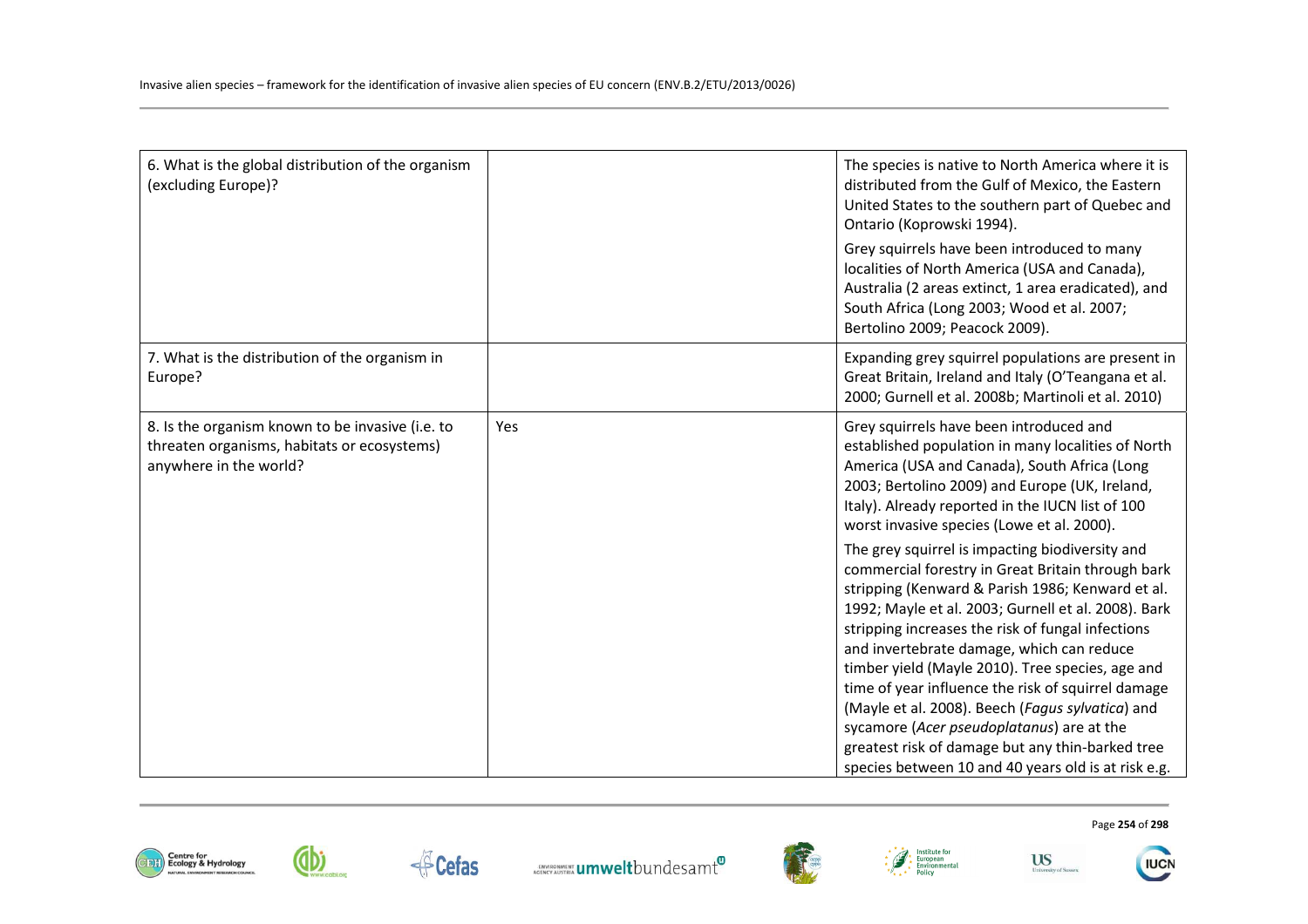| | | |
|---|---|---|
| 6. What is the global distribution of the organism (excluding Europe)? | | The species is native to North America where it is distributed from the Gulf of Mexico, the Eastern United States to the southern part of Quebec and Ontario (Koprowski 1994).<br><br>Grey squirrels have been introduced to many localities of North America (USA and Canada), Australia (2 areas extinct, 1 area eradicated), and South Africa (Long 2003; Wood et al. 2007; Bertolino 2009; Peacock 2009). |
| 7. What is the distribution of the organism in Europe? | | Expanding grey squirrel populations are present in Great Britain, Ireland and Italy (O'Teangana et al. 2000; Gurnell et al. 2008b; Martinoli et al. 2010) |
| 8. Is the organism known to be invasive (i.e. to threaten organisms, habitats or ecosystems) anywhere in the world? | Yes | Grey squirrels have been introduced and established population in many localities of North America (USA and Canada), South Africa (Long 2003; Bertolino 2009) and Europe (UK, Ireland, Italy). Already reported in the IUCN list of 100 worst invasive species (Lowe et al. 2000).<br><br>The grey squirrel is impacting biodiversity and commercial forestry in Great Britain through bark stripping (Kenward & Parish 1986; Kenward et al. 1992; Mayle et al. 2003; Gurnell et al. 2008). Bark stripping increases the risk of fungal infections and invertebrate damage, which can reduce timber yield (Mayle 2010). Tree species, age and time of year influence the risk of squirrel damage (Mayle et al. 2008). Beech (*Fagus sylvatica*) and sycamore (*Acer pseudoplatanus*) are at the greatest risk of damage but any thin-barked tree species between 10 and 40 years old is at risk e.g. |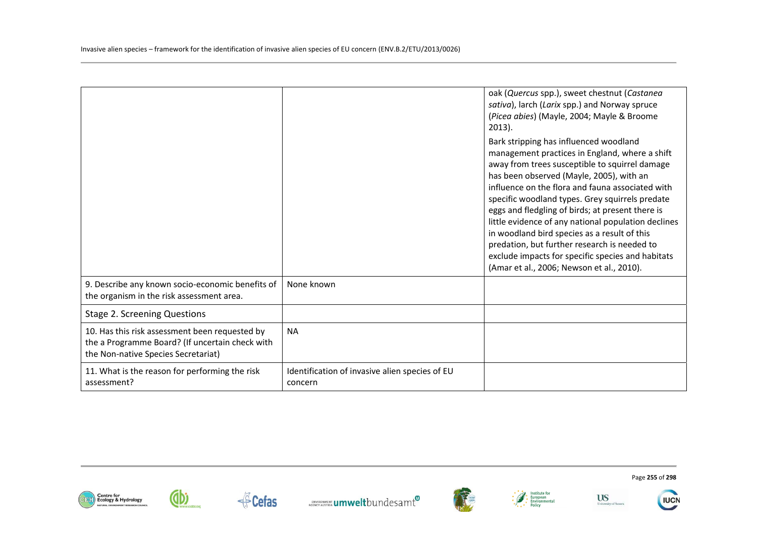| | | |
|---|---|---|
| | | oak (*Quercus* spp.), sweet chestnut (*Castanea sativa*), larch (*Larix* spp.) and Norway spruce (*Picea abies*) (Mayle, 2004; Mayle & Broome 2013).<br><br>Bark stripping has influenced woodland management practices in England, where a shift away from trees susceptible to squirrel damage has been observed (Mayle, 2005), with an influence on the flora and fauna associated with specific woodland types. Grey squirrels predate eggs and fledgling of birds; at present there is little evidence of any national population declines in woodland bird species as a result of this predation, but further research is needed to exclude impacts for specific species and habitats (Amar et al., 2006; Newson et al., 2010). |
| 9. Describe any known socio-economic benefits of the organism in the risk assessment area. | None known | |
| Stage 2. Screening Questions | | |
| 10. Has this risk assessment been requested by the a Programme Board? (If uncertain check with the Non-native Species Secretariat) | NA | |
| 11. What is the reason for performing the risk assessment? | Identification of invasive alien species of EU concern | |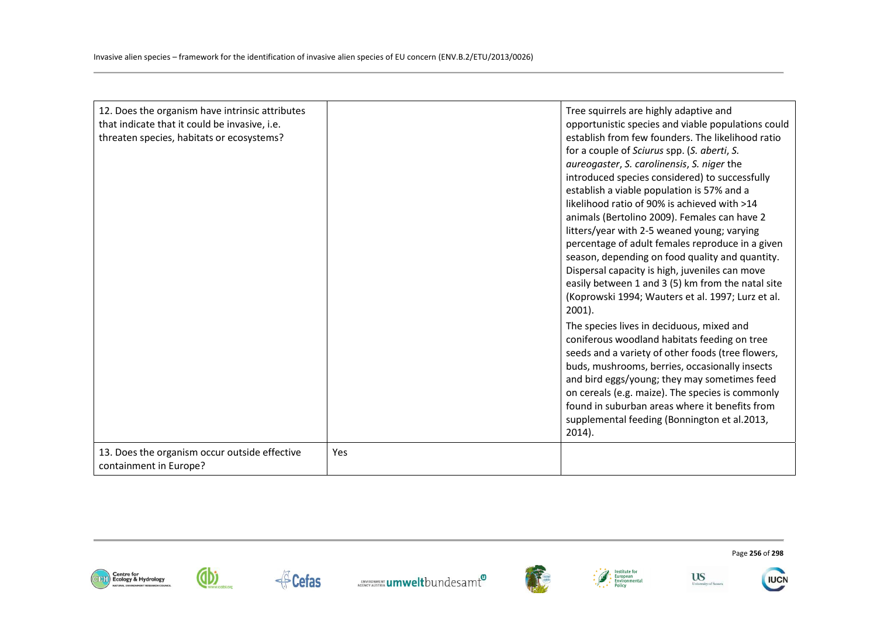| | | |
|---|---|---|
| 12. Does the organism have intrinsic attributes that indicate that it could be invasive, i.e. threaten species, habitats or ecosystems? | | Tree squirrels are highly adaptive and opportunistic species and viable populations could establish from few founders. The likelihood ratio for a couple of *Sciurus* spp. (*S. aberti*, *S. aureogaster*, *S. carolinensis*, *S. niger* the introduced species considered) to successfully establish a viable population is 57% and a likelihood ratio of 90% is achieved with >14 animals (Bertolino 2009). Females can have 2 litters/year with 2-5 weaned young; varying percentage of adult females reproduce in a given season, depending on food quality and quantity. Dispersal capacity is high, juveniles can move easily between 1 and 3 (5) km from the natal site (Koprowski 1994; Wauters et al. 1997; Lurz et al. 2001).<br><br>The species lives in deciduous, mixed and coniferous woodland habitats feeding on tree seeds and a variety of other foods (tree flowers, buds, mushrooms, berries, occasionally insects and bird eggs/young; they may sometimes feed on cereals (e.g. maize). The species is commonly found in suburban areas where it benefits from supplemental feeding (Bonnington et al.2013, 2014). |
| 13. Does the organism occur outside effective containment in Europe? | Yes | |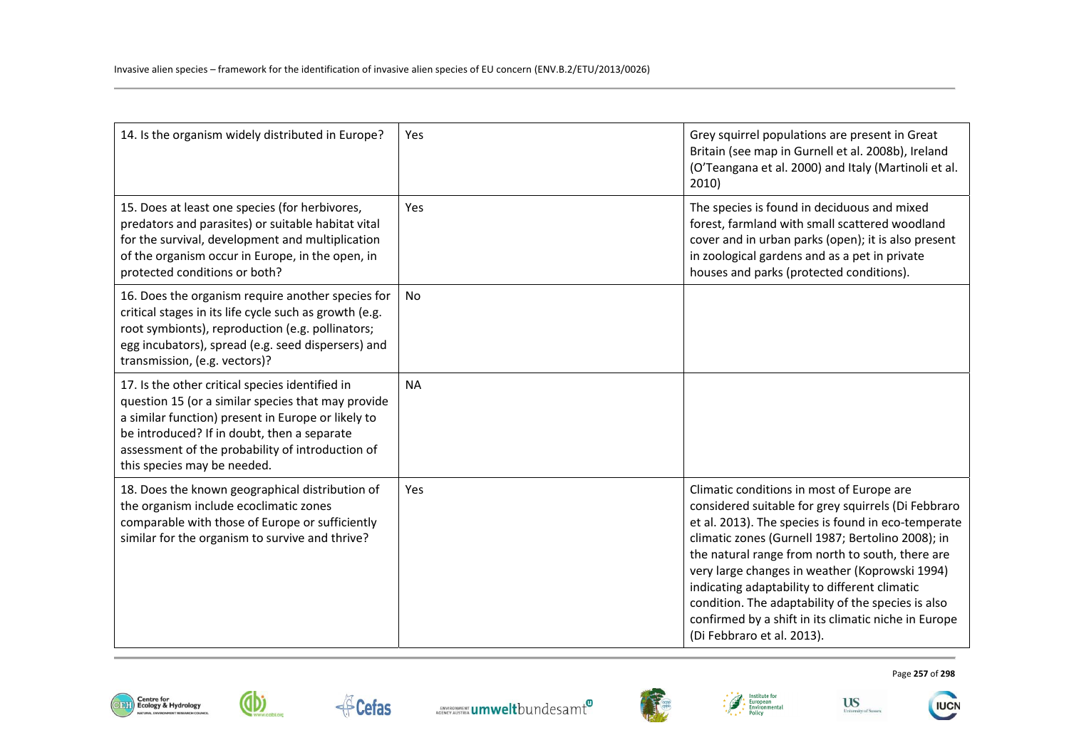| 14. Is the organism widely distributed in Europe? | Yes | Grey squirrel populations are present in Great Britain (see map in Gurnell et al. 2008b), Ireland (O'Teangana et al. 2000) and Italy (Martinoli et al. 2010) |
| --- | --- | --- |
| 15. Does at least one species (for herbivores, predators and parasites) or suitable habitat vital for the survival, development and multiplication of the organism occur in Europe, in the open, in protected conditions or both? | Yes | The species is found in deciduous and mixed forest, farmland with small scattered woodland cover and in urban parks (open); it is also present in zoological gardens and as a pet in private houses and parks (protected conditions). |
| 16. Does the organism require another species for critical stages in its life cycle such as growth (e.g. root symbionts), reproduction (e.g. pollinators; egg incubators), spread (e.g. seed dispersers) and transmission, (e.g. vectors)? | No | |
| 17. Is the other critical species identified in question 15 (or a similar species that may provide a similar function) present in Europe or likely to be introduced? If in doubt, then a separate assessment of the probability of introduction of this species may be needed. | NA | |
| 18. Does the known geographical distribution of the organism include ecoclimatic zones comparable with those of Europe or sufficiently similar for the organism to survive and thrive? | Yes | Climatic conditions in most of Europe are considered suitable for grey squirrels (Di Febbraro et al. 2013). The species is found in eco-temperate climatic zones (Gurnell 1987; Bertolino 2008); in the natural range from north to south, there are very large changes in weather (Koprowski 1994) indicating adaptability to different climatic condition. The adaptability of the species is also confirmed by a shift in its climatic niche in Europe (Di Febbraro et al. 2013). |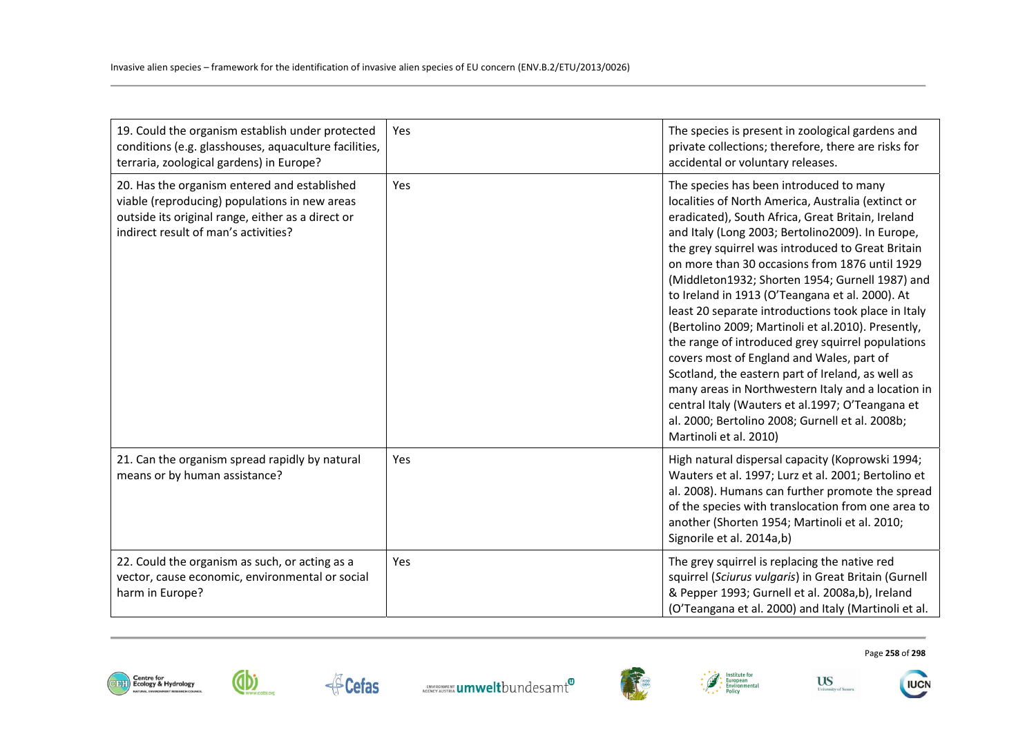| | | |
|---|---|---|
| 19. Could the organism establish under protected conditions (e.g. glasshouses, aquaculture facilities, terraria, zoological gardens) in Europe? | Yes | The species is present in zoological gardens and private collections; therefore, there are risks for accidental or voluntary releases. |
| 20. Has the organism entered and established viable (reproducing) populations in new areas outside its original range, either as a direct or indirect result of man's activities? | Yes | The species has been introduced to many localities of North America, Australia (extinct or eradicated), South Africa, Great Britain, Ireland and Italy (Long 2003; Bertolino2009). In Europe, the grey squirrel was introduced to Great Britain on more than 30 occasions from 1876 until 1929 (Middleton1932; Shorten 1954; Gurnell 1987) and to Ireland in 1913 (O'Teangana et al. 2000). At least 20 separate introductions took place in Italy (Bertolino 2009; Martinoli et al.2010). Presently, the range of introduced grey squirrel populations covers most of England and Wales, part of Scotland, the eastern part of Ireland, as well as many areas in Northwestern Italy and a location in central Italy (Wauters et al.1997; O'Teangana et al. 2000; Bertolino 2008; Gurnell et al. 2008b; Martinoli et al. 2010) |
| 21. Can the organism spread rapidly by natural means or by human assistance? | Yes | High natural dispersal capacity (Koprowski 1994; Wauters et al. 1997; Lurz et al. 2001; Bertolino et al. 2008). Humans can further promote the spread of the species with translocation from one area to another (Shorten 1954; Martinoli et al. 2010; Signorile et al. 2014a,b) |
| 22. Could the organism as such, or acting as a vector, cause economic, environmental or social harm in Europe? | Yes | The grey squirrel is replacing the native red squirrel (*Sciurus vulgaris*) in Great Britain (Gurnell & Pepper 1993; Gurnell et al. 2008a,b), Ireland (O'Teangana et al. 2000) and Italy (Martinoli et al. |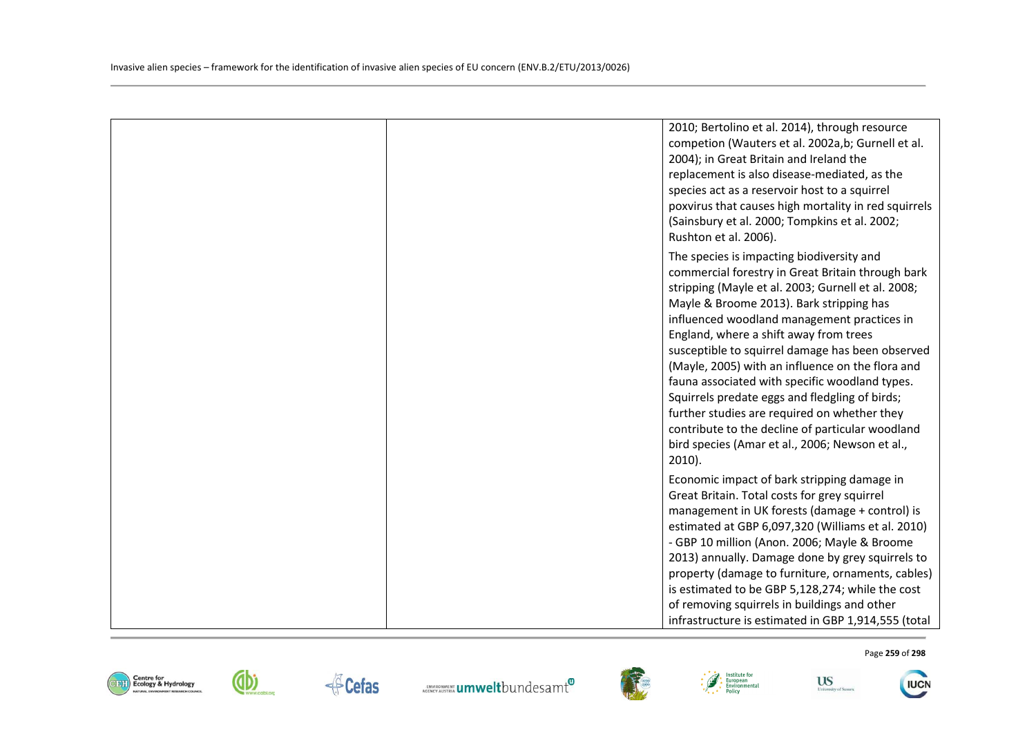| | | |
|---|---|---|
| | | 2010; Bertolino et al. 2014), through resource competion (Wauters et al. 2002a,b; Gurnell et al. 2004); in Great Britain and Ireland the replacement is also disease-mediated, as the species act as a reservoir host to a squirrel poxvirus that causes high mortality in red squirrels (Sainsbury et al. 2000; Tompkins et al. 2002; Rushton et al. 2006).<br><br>The species is impacting biodiversity and commercial forestry in Great Britain through bark stripping (Mayle et al. 2003; Gurnell et al. 2008; Mayle & Broome 2013). Bark stripping has influenced woodland management practices in England, where a shift away from trees susceptible to squirrel damage has been observed (Mayle, 2005) with an influence on the flora and fauna associated with specific woodland types. Squirrels predate eggs and fledgling of birds; further studies are required on whether they contribute to the decline of particular woodland bird species (Amar et al., 2006; Newson et al., 2010).<br><br>Economic impact of bark stripping damage in Great Britain. Total costs for grey squirrel management in UK forests (damage + control) is estimated at GBP 6,097,320 (Williams et al. 2010) - GBP 10 million (Anon. 2006; Mayle & Broome 2013) annually. Damage done by grey squirrels to property (damage to furniture, ornaments, cables) is estimated to be GBP 5,128,274; while the cost of removing squirrels in buildings and other infrastructure is estimated in GBP 1,914,555 (total |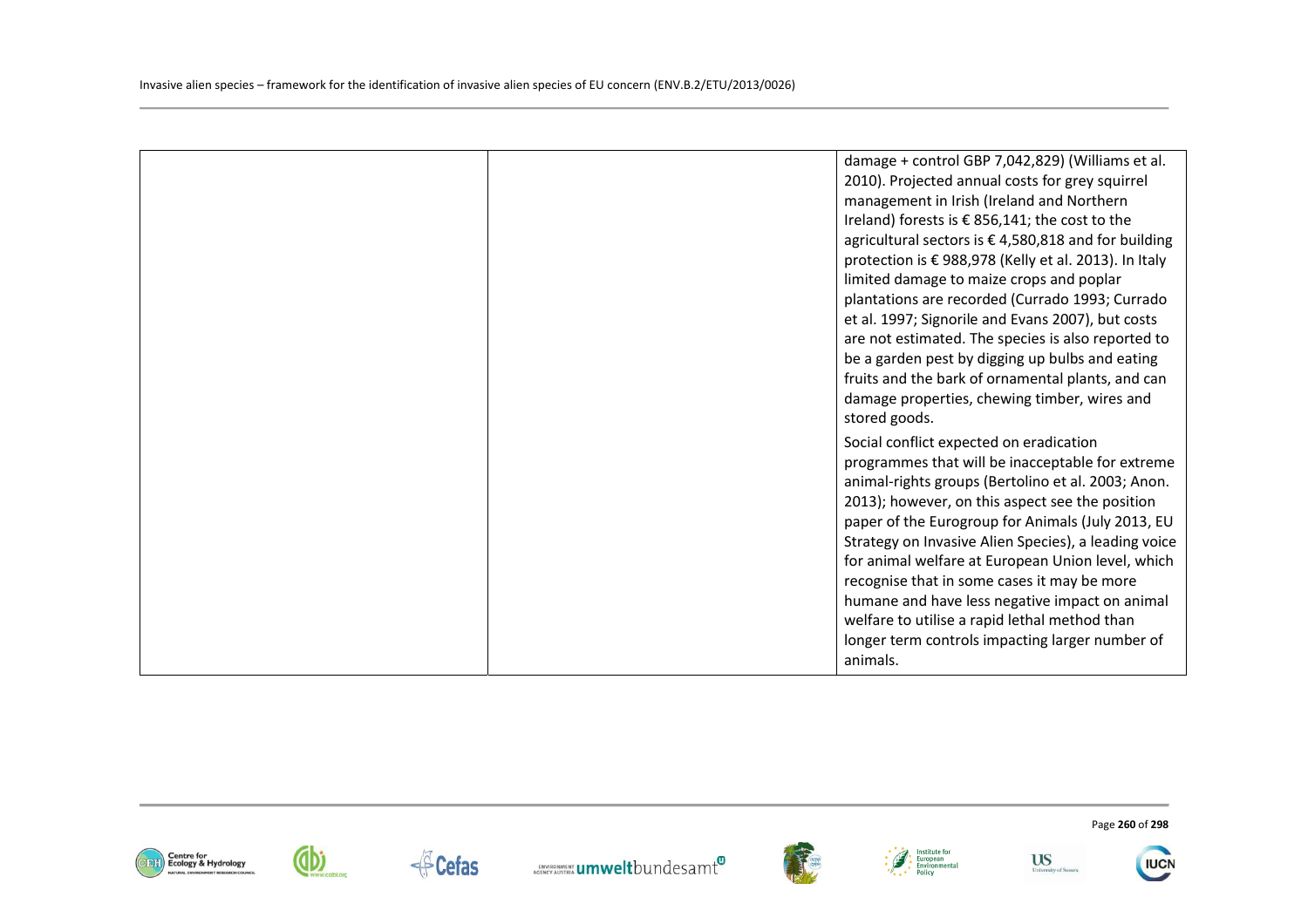| | | |
|---|---|---|
| | | damage + control GBP 7,042,829) (Williams et al. 2010). Projected annual costs for grey squirrel management in Irish (Ireland and Northern Ireland) forests is € 856,141; the cost to the agricultural sectors is € 4,580,818 and for building protection is € 988,978 (Kelly et al. 2013). In Italy limited damage to maize crops and poplar plantations are recorded (Currado 1993; Currado et al. 1997; Signorile and Evans 2007), but costs are not estimated. The species is also reported to be a garden pest by digging up bulbs and eating fruits and the bark of ornamental plants, and can damage properties, chewing timber, wires and stored goods.<br><br>Social conflict expected on eradication programmes that will be inacceptable for extreme animal-rights groups (Bertolino et al. 2003; Anon. 2013); however, on this aspect see the position paper of the Eurogroup for Animals (July 2013, EU Strategy on Invasive Alien Species), a leading voice for animal welfare at European Union level, which recognise that in some cases it may be more humane and have less negative impact on animal welfare to utilise a rapid lethal method than longer term controls impacting larger number of animals. |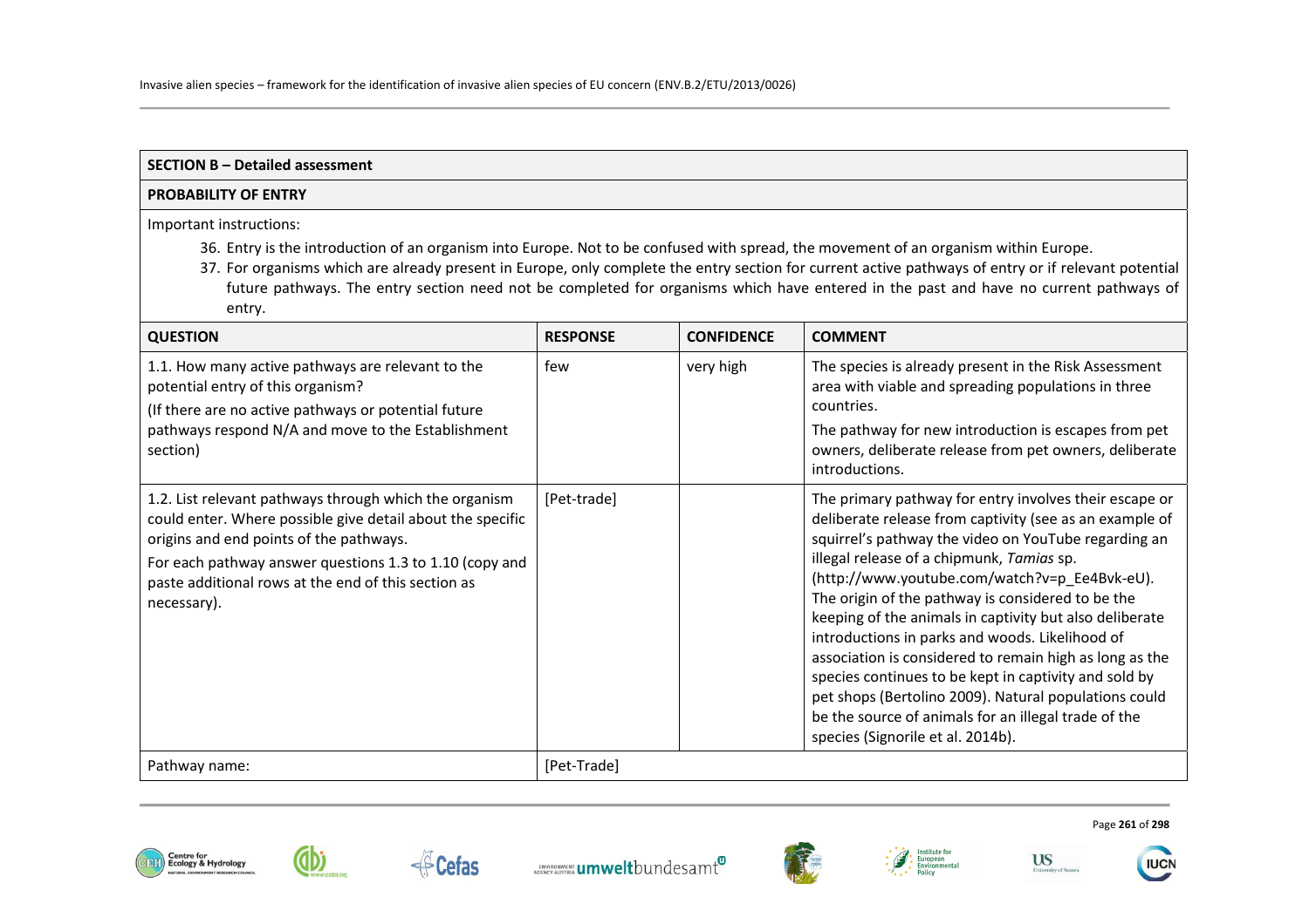| SECTION B – Detailed assessment | | | |
|---|---|---|---|
| **PROBABILITY OF ENTRY** | | | |
| Important instructions:<br>36. Entry is the introduction of an organism into Europe. Not to be confused with spread, the movement of an organism within Europe.<br>37. For organisms which are already present in Europe, only complete the entry section for current active pathways of entry or if relevant potential future pathways. The entry section need not be completed for organisms which have entered in the past and have no current pathways of entry. | | | |
| **QUESTION** | **RESPONSE** | **CONFIDENCE** | **COMMENT** |
| 1.1. How many active pathways are relevant to the potential entry of this organism?<br>(If there are no active pathways or potential future pathways respond N/A and move to the Establishment section) | few | very high | The species is already present in the Risk Assessment area with viable and spreading populations in three countries.<br>The pathway for new introduction is escapes from pet owners, deliberate release from pet owners, deliberate introductions. |
| 1.2. List relevant pathways through which the organism could enter. Where possible give detail about the specific origins and end points of the pathways.<br>For each pathway answer questions 1.3 to 1.10 (copy and paste additional rows at the end of this section as necessary). | [Pet-trade] | | The primary pathway for entry involves their escape or deliberate release from captivity (see as an example of squirrel's pathway the video on YouTube regarding an illegal release of a chipmunk, *Tamias* sp. (http://www.youtube.com/watch?v=p_Ee4Bvk-eU). The origin of the pathway is considered to be the keeping of the animals in captivity but also deliberate introductions in parks and woods. Likelihood of association is considered to remain high as long as the species continues to be kept in captivity and sold by pet shops (Bertolino 2009). Natural populations could be the source of animals for an illegal trade of the species (Signorile et al. 2014b). |
| Pathway name: | [Pet-Trade] | | |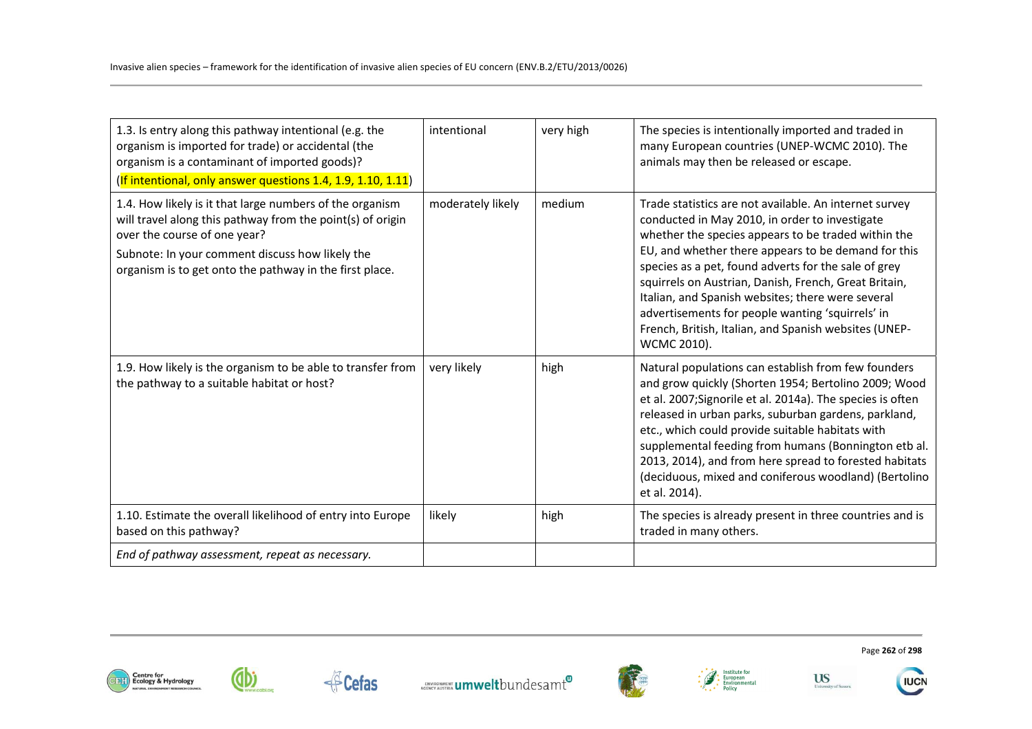| | | | |
|---|---|---|---|
| 1.3. Is entry along this pathway intentional (e.g. the organism is imported for trade) or accidental (the organism is a contaminant of imported goods)? (If intentional, only answer questions 1.4, 1.9, 1.10, 1.11) | intentional | very high | The species is intentionally imported and traded in many European countries (UNEP-WCMC 2010). The animals may then be released or escape. |
| 1.4. How likely is it that large numbers of the organism will travel along this pathway from the point(s) of origin over the course of one year? Subnote: In your comment discuss how likely the organism is to get onto the pathway in the first place. | moderately likely | medium | Trade statistics are not available. An internet survey conducted in May 2010, in order to investigate whether the species appears to be traded within the EU, and whether there appears to be demand for this species as a pet, found adverts for the sale of grey squirrels on Austrian, Danish, French, Great Britain, Italian, and Spanish websites; there were several advertisements for people wanting 'squirrels' in French, British, Italian, and Spanish websites (UNEP-WCMC 2010). |
| 1.9. How likely is the organism to be able to transfer from the pathway to a suitable habitat or host? | very likely | high | Natural populations can establish from few founders and grow quickly (Shorten 1954; Bertolino 2009; Wood et al. 2007;Signorile et al. 2014a). The species is often released in urban parks, suburban gardens, parkland, etc., which could provide suitable habitats with supplemental feeding from humans (Bonnington etb al. 2013, 2014), and from here spread to forested habitats (deciduous, mixed and coniferous woodland) (Bertolino et al. 2014). |
| 1.10. Estimate the overall likelihood of entry into Europe based on this pathway? | likely | high | The species is already present in three countries and is traded in many others. |
| *End of pathway assessment, repeat as necessary.* | | | |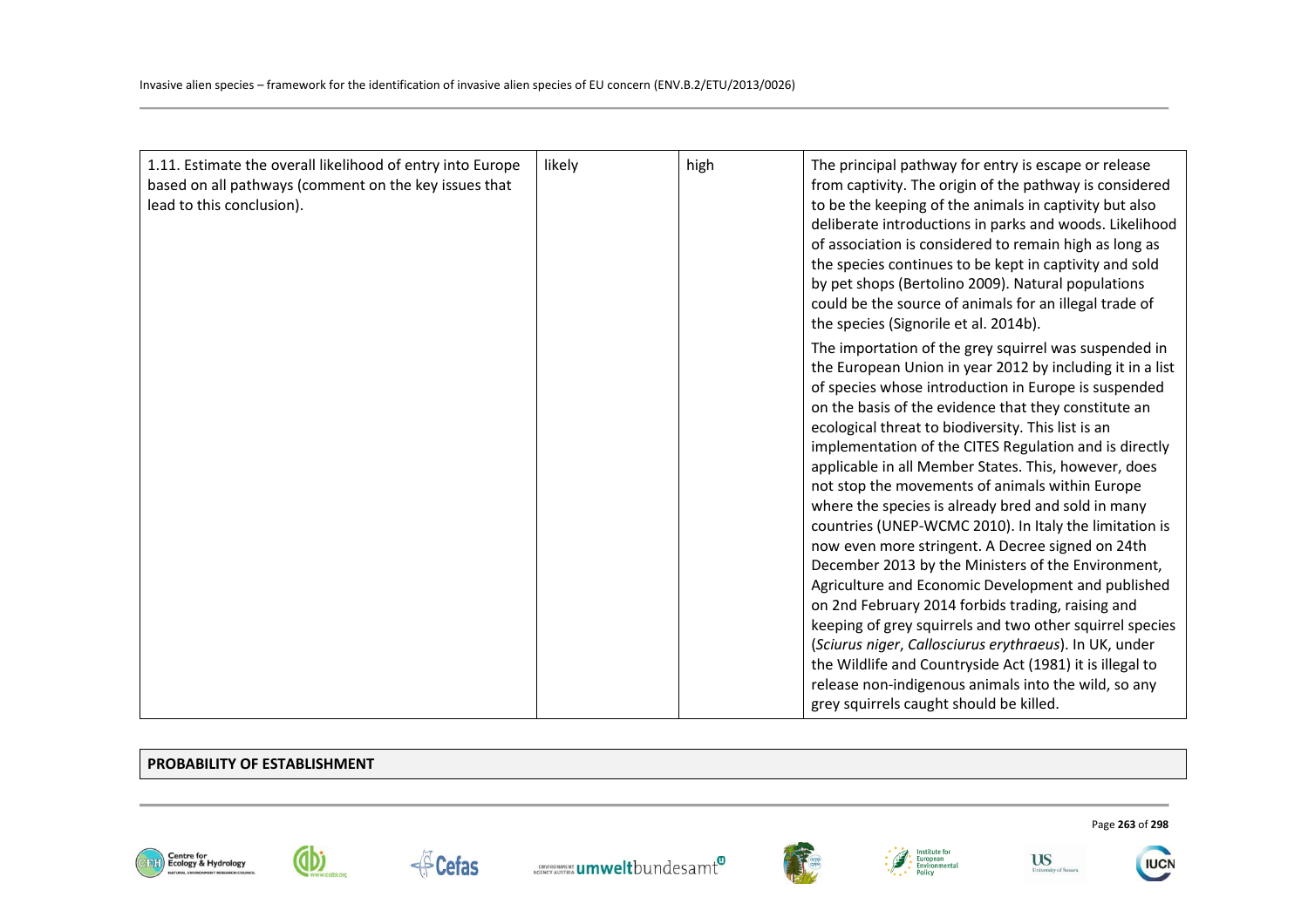| 1.11. Estimate the overall likelihood of entry into Europe based on all pathways (comment on the key issues that lead to this conclusion). | likely | high | The principal pathway for entry is escape or release from captivity. The origin of the pathway is considered to be the keeping of the animals in captivity but also deliberate introductions in parks and woods. Likelihood of association is considered to remain high as long as the species continues to be kept in captivity and sold by pet shops (Bertolino 2009). Natural populations could be the source of animals for an illegal trade of the species (Signorile et al. 2014b).<br><br>The importation of the grey squirrel was suspended in the European Union in year 2012 by including it in a list of species whose introduction in Europe is suspended on the basis of the evidence that they constitute an ecological threat to biodiversity. This list is an implementation of the CITES Regulation and is directly applicable in all Member States. This, however, does not stop the movements of animals within Europe where the species is already bred and sold in many countries (UNEP-WCMC 2010). In Italy the limitation is now even more stringent. A Decree signed on 24th December 2013 by the Ministers of the Environment, Agriculture and Economic Development and published on 2nd February 2014 forbids trading, raising and keeping of grey squirrels and two other squirrel species (*Sciurus niger*, *Callosciurus erythraeus*). In UK, under the Wildlife and Countryside Act (1981) it is illegal to release non-indigenous animals into the wild, so any grey squirrels caught should be killed. |
|---|---|---|---|

| **PROBABILITY OF ESTABLISHMENT** |
|---|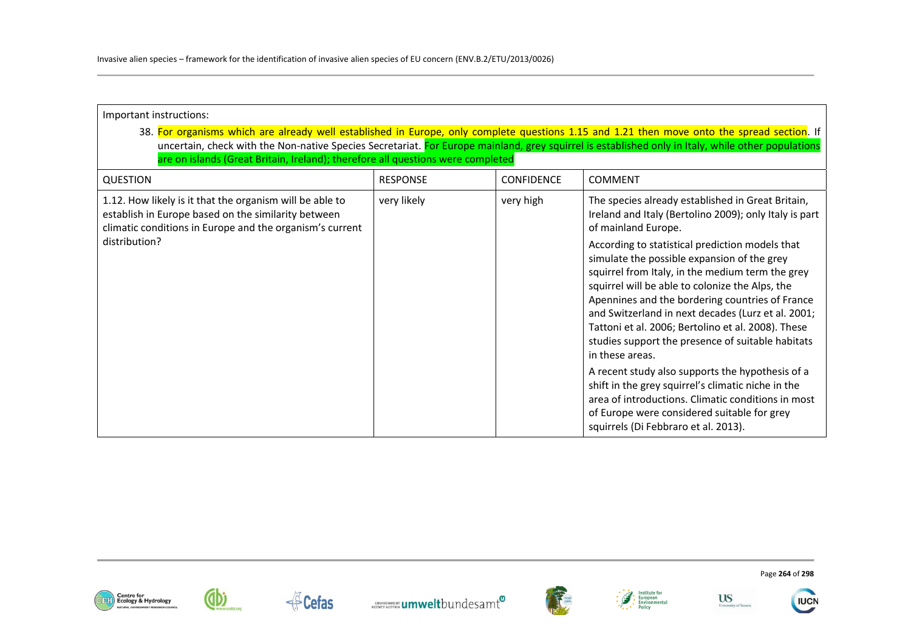Important instructions:

38. For organisms which are already well established in Europe, only complete questions 1.15 and 1.21 then move onto the spread section. If uncertain, check with the Non-native Species Secretariat. For Europe mainland, grey squirrel is established only in Italy, while other populations are on islands (Great Britain, Ireland); therefore all questions were completed

| QUESTION | RESPONSE | CONFIDENCE | COMMENT |
|---|---|---|---|
| 1.12. How likely is it that the organism will be able to establish in Europe based on the similarity between climatic conditions in Europe and the organism's current distribution? | very likely | very high | The species already established in Great Britain, Ireland and Italy (Bertolino 2009); only Italy is part of mainland Europe.<br><br>According to statistical prediction models that simulate the possible expansion of the grey squirrel from Italy, in the medium term the grey squirrel will be able to colonize the Alps, the Apennines and the bordering countries of France and Switzerland in next decades (Lurz et al. 2001; Tattoni et al. 2006; Bertolino et al. 2008). These studies support the presence of suitable habitats in these areas.<br><br>A recent study also supports the hypothesis of a shift in the grey squirrel's climatic niche in the area of introductions. Climatic conditions in most of Europe were considered suitable for grey squirrels (Di Febbraro et al. 2013). |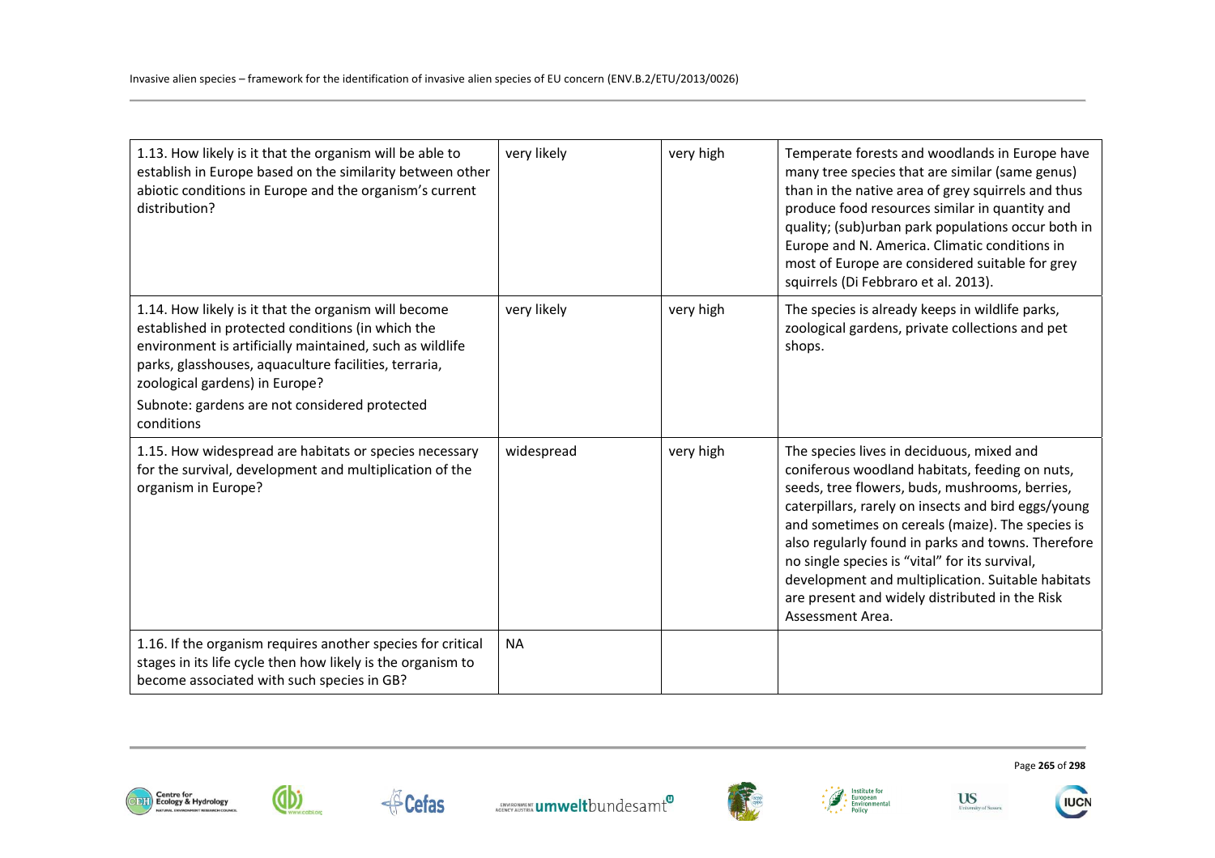| | | | |
|---|---|---|---|
| 1.13. How likely is it that the organism will be able to establish in Europe based on the similarity between other abiotic conditions in Europe and the organism's current distribution? | very likely | very high | Temperate forests and woodlands in Europe have many tree species that are similar (same genus) than in the native area of grey squirrels and thus produce food resources similar in quantity and quality; (sub)urban park populations occur both in Europe and N. America. Climatic conditions in most of Europe are considered suitable for grey squirrels (Di Febbraro et al. 2013). |
| 1.14. How likely is it that the organism will become established in protected conditions (in which the environment is artificially maintained, such as wildlife parks, glasshouses, aquaculture facilities, terraria, zoological gardens) in Europe?<br><br>Subnote: gardens are not considered protected conditions | very likely | very high | The species is already keeps in wildlife parks, zoological gardens, private collections and pet shops. |
| 1.15. How widespread are habitats or species necessary for the survival, development and multiplication of the organism in Europe? | widespread | very high | The species lives in deciduous, mixed and coniferous woodland habitats, feeding on nuts, seeds, tree flowers, buds, mushrooms, berries, caterpillars, rarely on insects and bird eggs/young and sometimes on cereals (maize). The species is also regularly found in parks and towns. Therefore no single species is "vital" for its survival, development and multiplication. Suitable habitats are present and widely distributed in the Risk Assessment Area. |
| 1.16. If the organism requires another species for critical stages in its life cycle then how likely is the organism to become associated with such species in GB? | NA | | |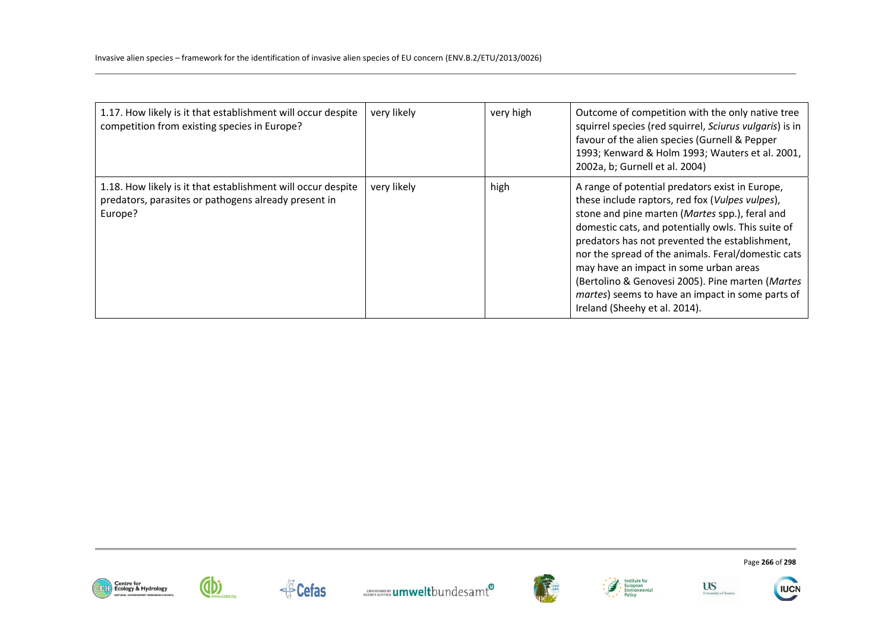| | | | |
|---|---|---|---|
| 1.17. How likely is it that establishment will occur despite competition from existing species in Europe? | very likely | very high | Outcome of competition with the only native tree squirrel species (red squirrel, *Sciurus vulgaris*) is in favour of the alien species (Gurnell & Pepper 1993; Kenward & Holm 1993; Wauters et al. 2001, 2002a, b; Gurnell et al. 2004) |
| 1.18. How likely is it that establishment will occur despite predators, parasites or pathogens already present in Europe? | very likely | high | A range of potential predators exist in Europe, these include raptors, red fox (*Vulpes vulpes*), stone and pine marten (*Martes* spp.), feral and domestic cats, and potentially owls. This suite of predators has not prevented the establishment, nor the spread of the animals. Feral/domestic cats may have an impact in some urban areas (Bertolino & Genovesi 2005). Pine marten (*Martes martes*) seems to have an impact in some parts of Ireland (Sheehy et al. 2014). |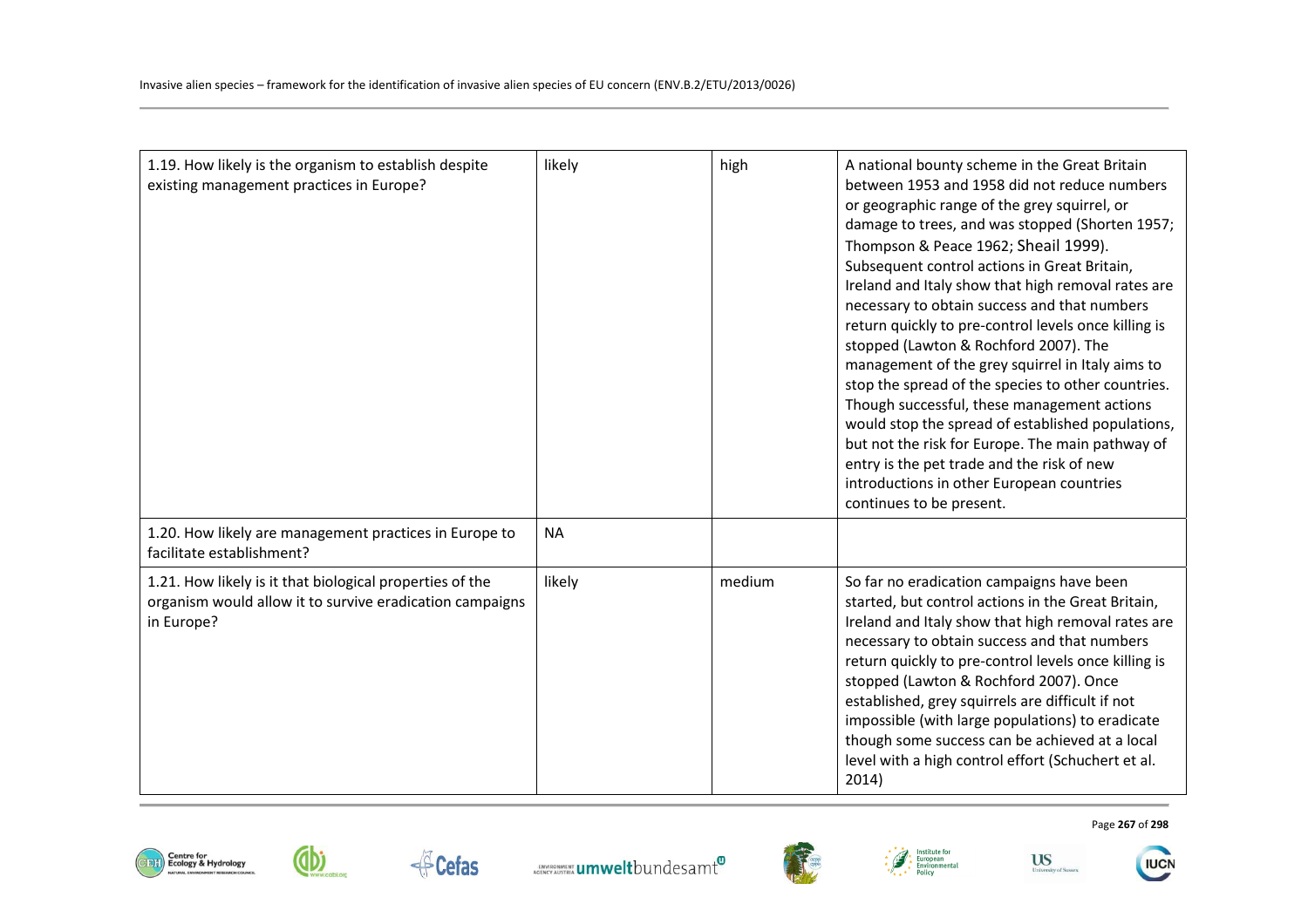| | | | |
|---|---|---|---|
| 1.19. How likely is the organism to establish despite existing management practices in Europe? | likely | high | A national bounty scheme in the Great Britain between 1953 and 1958 did not reduce numbers or geographic range of the grey squirrel, or damage to trees, and was stopped (Shorten 1957; Thompson & Peace 1962; Sheail 1999). Subsequent control actions in Great Britain, Ireland and Italy show that high removal rates are necessary to obtain success and that numbers return quickly to pre-control levels once killing is stopped (Lawton & Rochford 2007). The management of the grey squirrel in Italy aims to stop the spread of the species to other countries. Though successful, these management actions would stop the spread of established populations, but not the risk for Europe. The main pathway of entry is the pet trade and the risk of new introductions in other European countries continues to be present. |
| 1.20. How likely are management practices in Europe to facilitate establishment? | NA | | |
| 1.21. How likely is it that biological properties of the organism would allow it to survive eradication campaigns in Europe? | likely | medium | So far no eradication campaigns have been started, but control actions in the Great Britain, Ireland and Italy show that high removal rates are necessary to obtain success and that numbers return quickly to pre-control levels once killing is stopped (Lawton & Rochford 2007). Once established, grey squirrels are difficult if not impossible (with large populations) to eradicate though some success can be achieved at a local level with a high control effort (Schuchert et al. 2014) |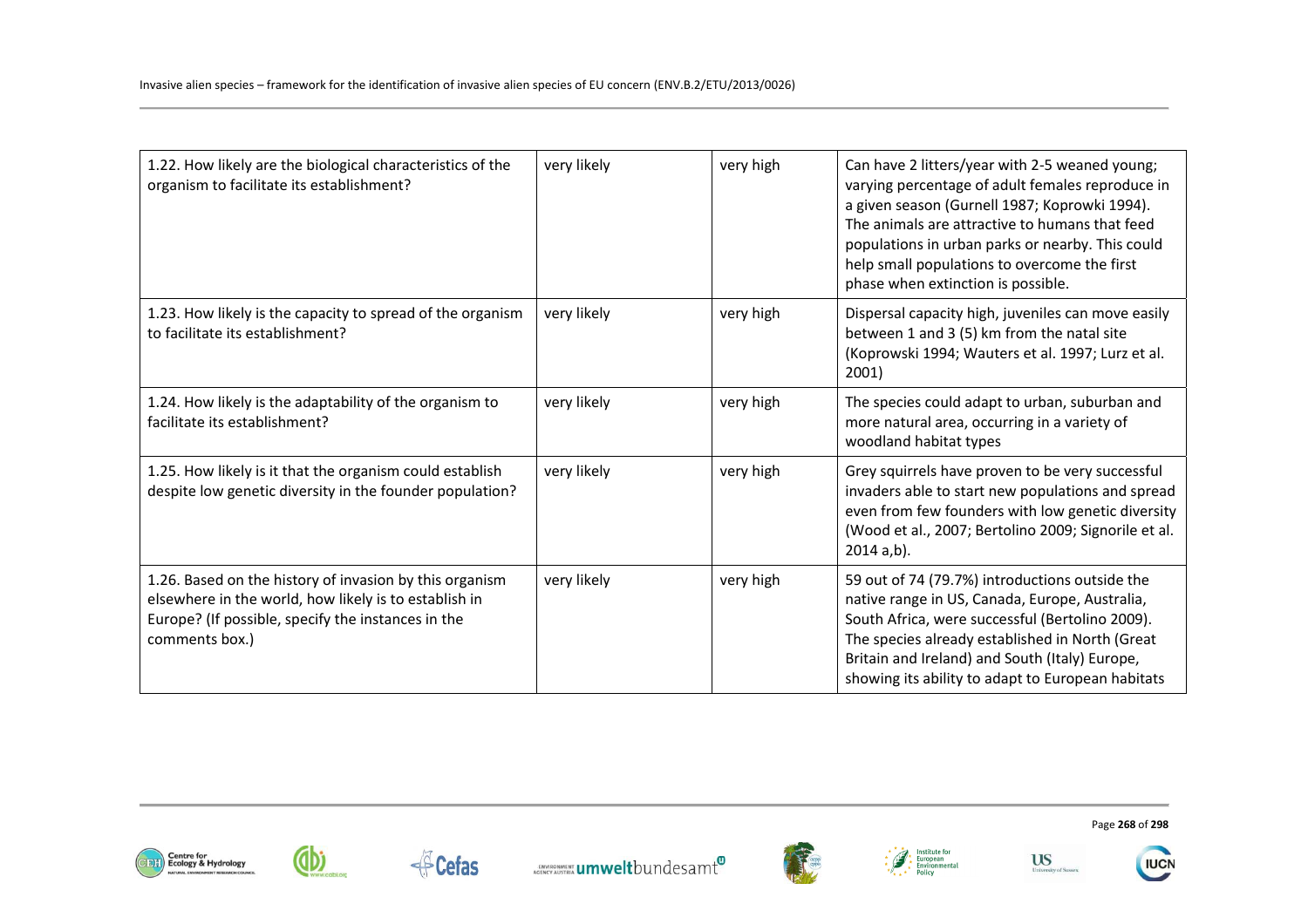| 1.22. How likely are the biological characteristics of the organism to facilitate its establishment? | very likely | very high | Can have 2 litters/year with 2-5 weaned young; varying percentage of adult females reproduce in a given season (Gurnell 1987; Koprowki 1994). The animals are attractive to humans that feed populations in urban parks or nearby. This could help small populations to overcome the first phase when extinction is possible. |
|---|---|---|---|
| 1.23. How likely is the capacity to spread of the organism to facilitate its establishment? | very likely | very high | Dispersal capacity high, juveniles can move easily between 1 and 3 (5) km from the natal site (Koprowski 1994; Wauters et al. 1997; Lurz et al. 2001) |
| 1.24. How likely is the adaptability of the organism to facilitate its establishment? | very likely | very high | The species could adapt to urban, suburban and more natural area, occurring in a variety of woodland habitat types |
| 1.25. How likely is it that the organism could establish despite low genetic diversity in the founder population? | very likely | very high | Grey squirrels have proven to be very successful invaders able to start new populations and spread even from few founders with low genetic diversity (Wood et al., 2007; Bertolino 2009; Signorile et al. 2014 a,b). |
| 1.26. Based on the history of invasion by this organism elsewhere in the world, how likely is to establish in Europe? (If possible, specify the instances in the comments box.) | very likely | very high | 59 out of 74 (79.7%) introductions outside the native range in US, Canada, Europe, Australia, South Africa, were successful (Bertolino 2009). The species already established in North (Great Britain and Ireland) and South (Italy) Europe, showing its ability to adapt to European habitats |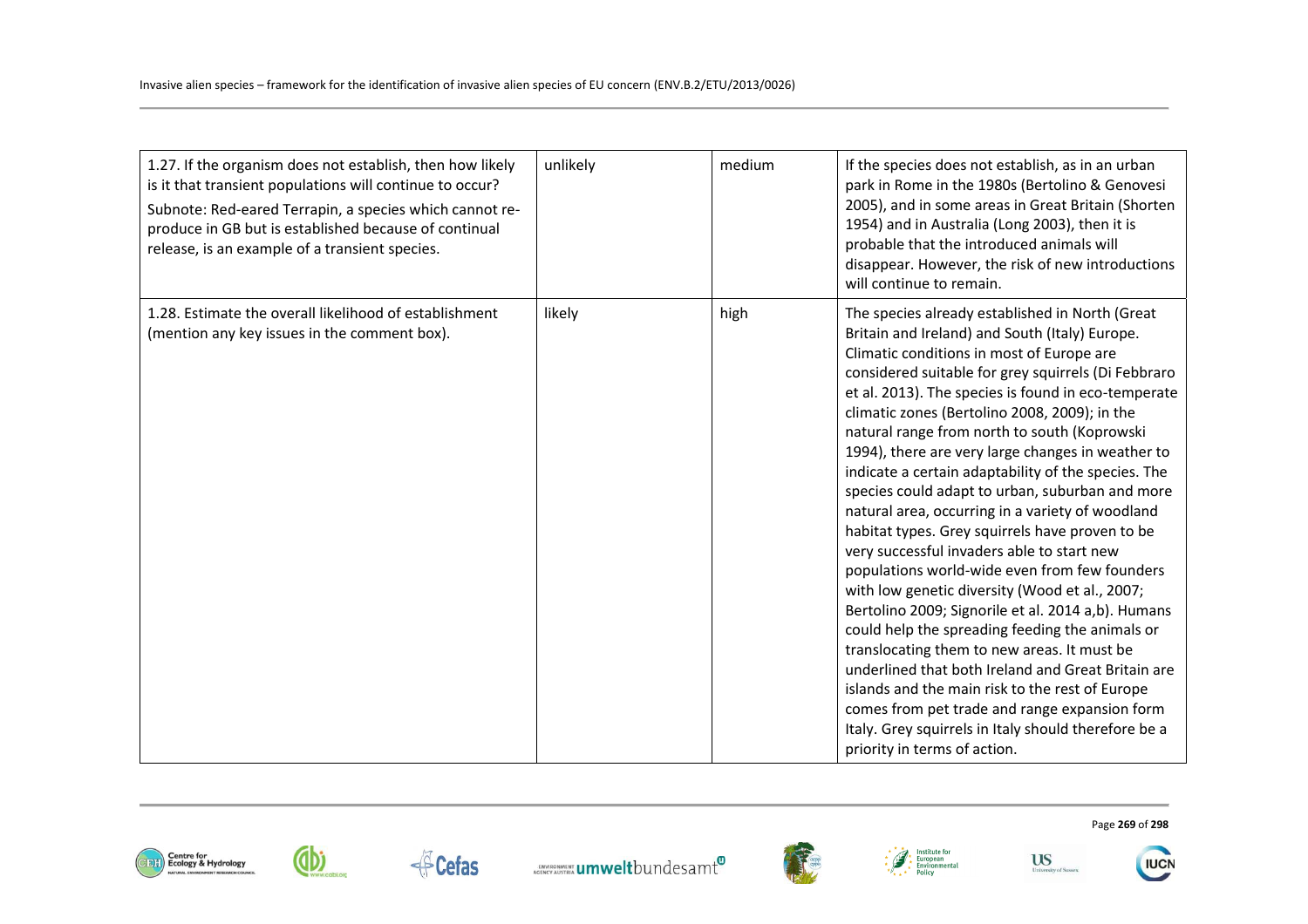| | | | |
|---|---|---|---|
| 1.27. If the organism does not establish, then how likely is it that transient populations will continue to occur?<br><br>Subnote: Red-eared Terrapin, a species which cannot re-produce in GB but is established because of continual release, is an example of a transient species. | unlikely | medium | If the species does not establish, as in an urban park in Rome in the 1980s (Bertolino & Genovesi 2005), and in some areas in Great Britain (Shorten 1954) and in Australia (Long 2003), then it is probable that the introduced animals will disappear. However, the risk of new introductions will continue to remain. |
| 1.28. Estimate the overall likelihood of establishment (mention any key issues in the comment box). | likely | high | The species already established in North (Great Britain and Ireland) and South (Italy) Europe. Climatic conditions in most of Europe are considered suitable for grey squirrels (Di Febbraro et al. 2013). The species is found in eco-temperate climatic zones (Bertolino 2008, 2009); in the natural range from north to south (Koprowski 1994), there are very large changes in weather to indicate a certain adaptability of the species. The species could adapt to urban, suburban and more natural area, occurring in a variety of woodland habitat types. Grey squirrels have proven to be very successful invaders able to start new populations world-wide even from few founders with low genetic diversity (Wood et al., 2007; Bertolino 2009; Signorile et al. 2014 a,b). Humans could help the spreading feeding the animals or translocating them to new areas. It must be underlined that both Ireland and Great Britain are islands and the main risk to the rest of Europe comes from pet trade and range expansion form Italy. Grey squirrels in Italy should therefore be a priority in terms of action. |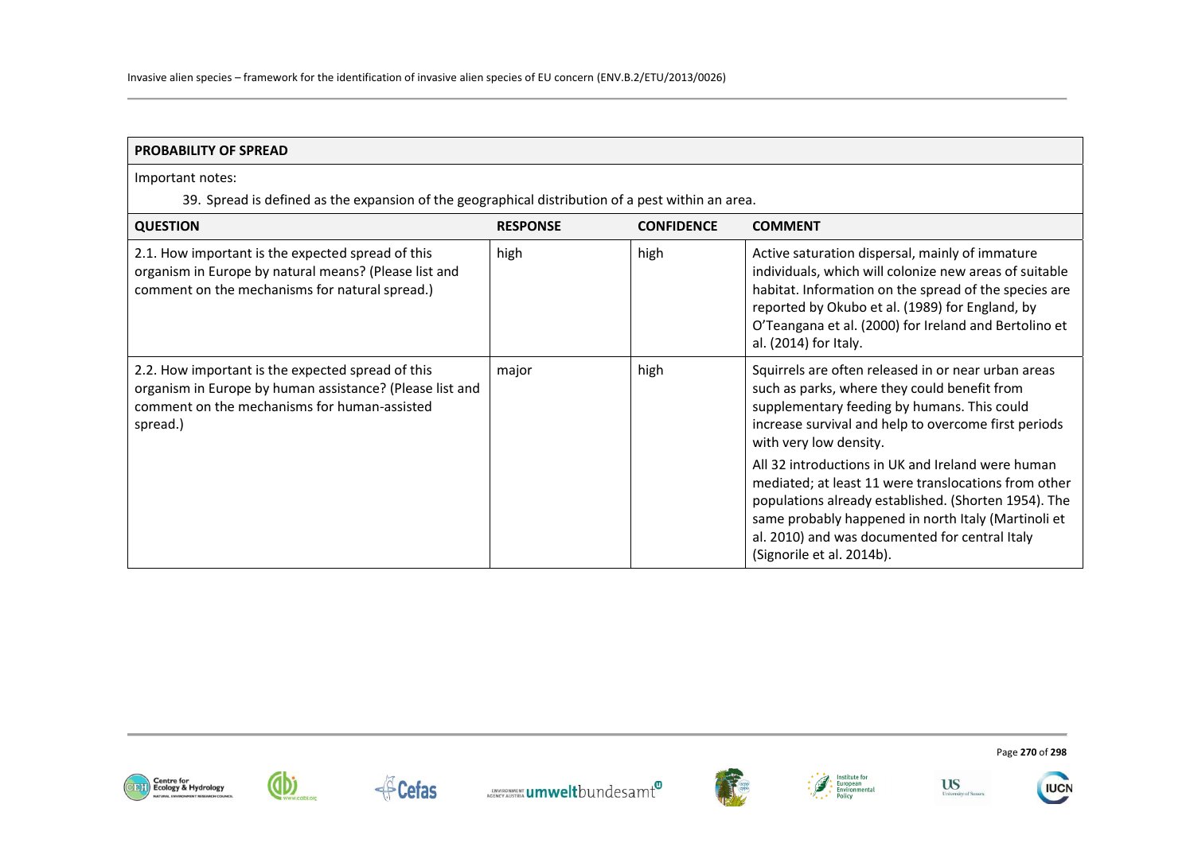**PROBABILITY OF SPREAD**

Important notes:

39. Spread is defined as the expansion of the geographical distribution of a pest within an area.

| QUESTION | RESPONSE | CONFIDENCE | COMMENT |
|---|---|---|---|
| 2.1. How important is the expected spread of this organism in Europe by natural means? (Please list and comment on the mechanisms for natural spread.) | high | high | Active saturation dispersal, mainly of immature individuals, which will colonize new areas of suitable habitat. Information on the spread of the species are reported by Okubo et al. (1989) for England, by O'Teangana et al. (2000) for Ireland and Bertolino et al. (2014) for Italy. |
| 2.2. How important is the expected spread of this organism in Europe by human assistance? (Please list and comment on the mechanisms for human-assisted spread.) | major | high | Squirrels are often released in or near urban areas such as parks, where they could benefit from supplementary feeding by humans. This could increase survival and help to overcome first periods with very low density.<br><br>All 32 introductions in UK and Ireland were human mediated; at least 11 were translocations from other populations already established. (Shorten 1954). The same probably happened in north Italy (Martinoli et al. 2010) and was documented for central Italy (Signorile et al. 2014b). |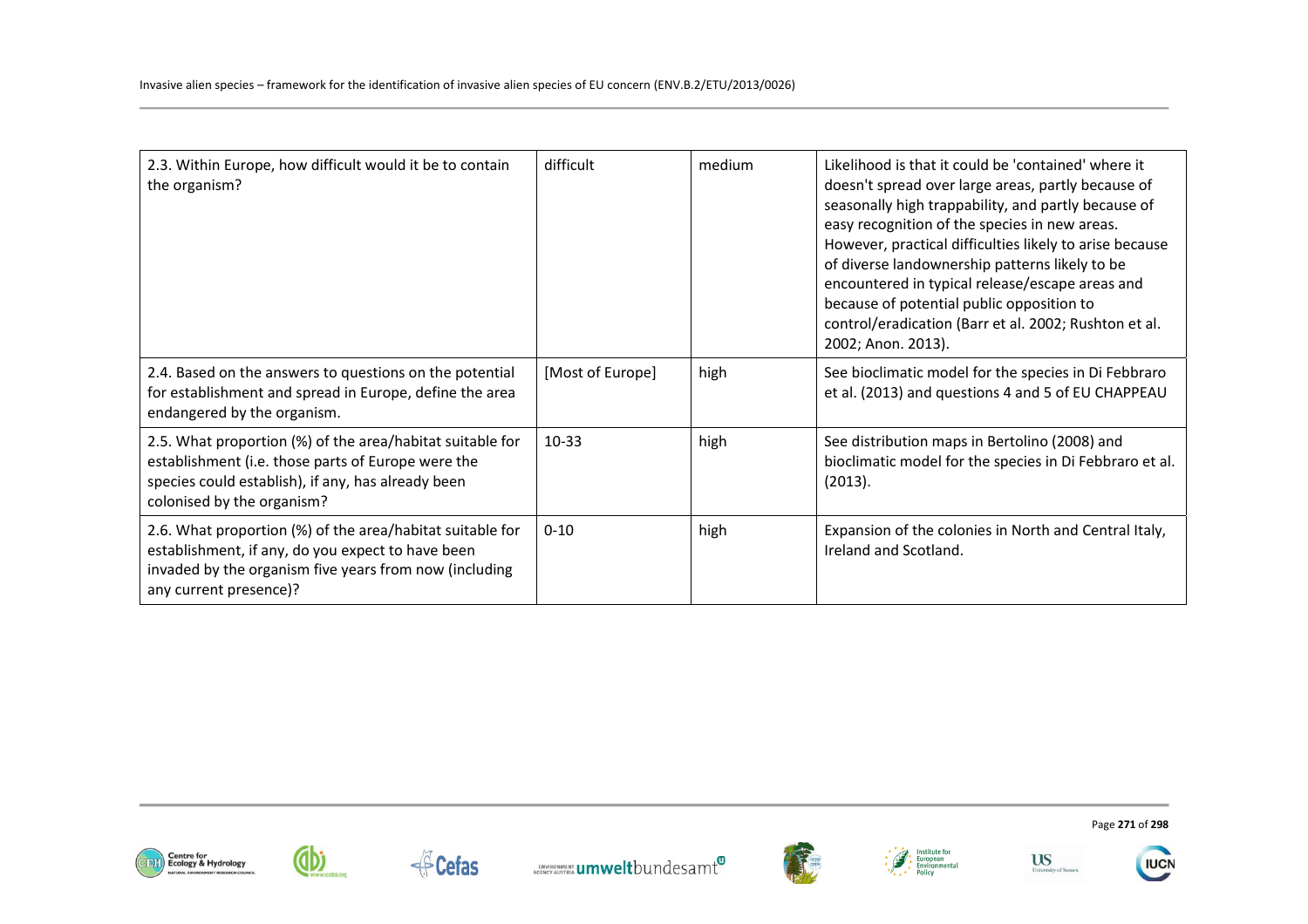| | | | |
|---|---|---|---|
| 2.3. Within Europe, how difficult would it be to contain the organism? | difficult | medium | Likelihood is that it could be 'contained' where it doesn't spread over large areas, partly because of seasonally high trappability, and partly because of easy recognition of the species in new areas. However, practical difficulties likely to arise because of diverse landownership patterns likely to be encountered in typical release/escape areas and because of potential public opposition to control/eradication (Barr et al. 2002; Rushton et al. 2002; Anon. 2013). |
| 2.4. Based on the answers to questions on the potential for establishment and spread in Europe, define the area endangered by the organism. | [Most of Europe] | high | See bioclimatic model for the species in Di Febbraro et al. (2013) and questions 4 and 5 of EU CHAPPEAU |
| 2.5. What proportion (%) of the area/habitat suitable for establishment (i.e. those parts of Europe were the species could establish), if any, has already been colonised by the organism? | 10-33 | high | See distribution maps in Bertolino (2008) and bioclimatic model for the species in Di Febbraro et al. (2013). |
| 2.6. What proportion (%) of the area/habitat suitable for establishment, if any, do you expect to have been invaded by the organism five years from now (including any current presence)? | 0-10 | high | Expansion of the colonies in North and Central Italy, Ireland and Scotland. |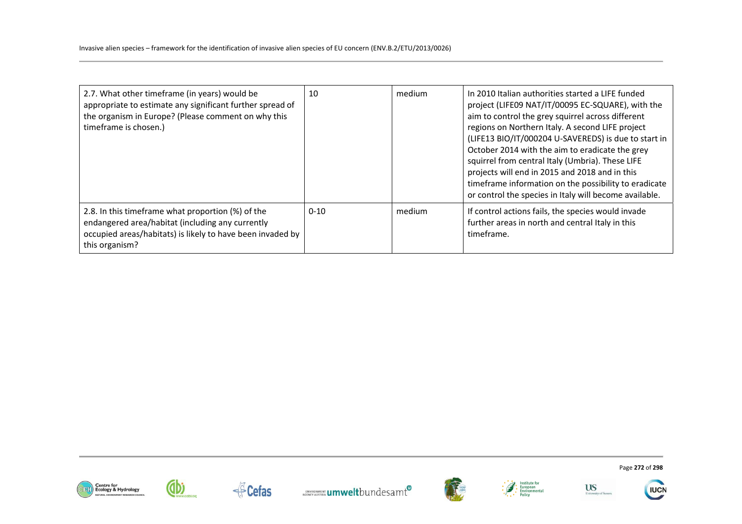| 2.7. What other timeframe (in years) would be appropriate to estimate any significant further spread of the organism in Europe? (Please comment on why this timeframe is chosen.) | 10 | medium | In 2010 Italian authorities started a LIFE funded project (LIFE09 NAT/IT/00095 EC-SQUARE), with the aim to control the grey squirrel across different regions on Northern Italy. A second LIFE project (LIFE13 BIO/IT/000204 U-SAVEREDS) is due to start in October 2014 with the aim to eradicate the grey squirrel from central Italy (Umbria). These LIFE projects will end in 2015 and 2018 and in this timeframe information on the possibility to eradicate or control the species in Italy will become available. |
|---|---|---|---|
| 2.8. In this timeframe what proportion (%) of the endangered area/habitat (including any currently occupied areas/habitats) is likely to have been invaded by this organism? | 0-10 | medium | If control actions fails, the species would invade further areas in north and central Italy in this timeframe. |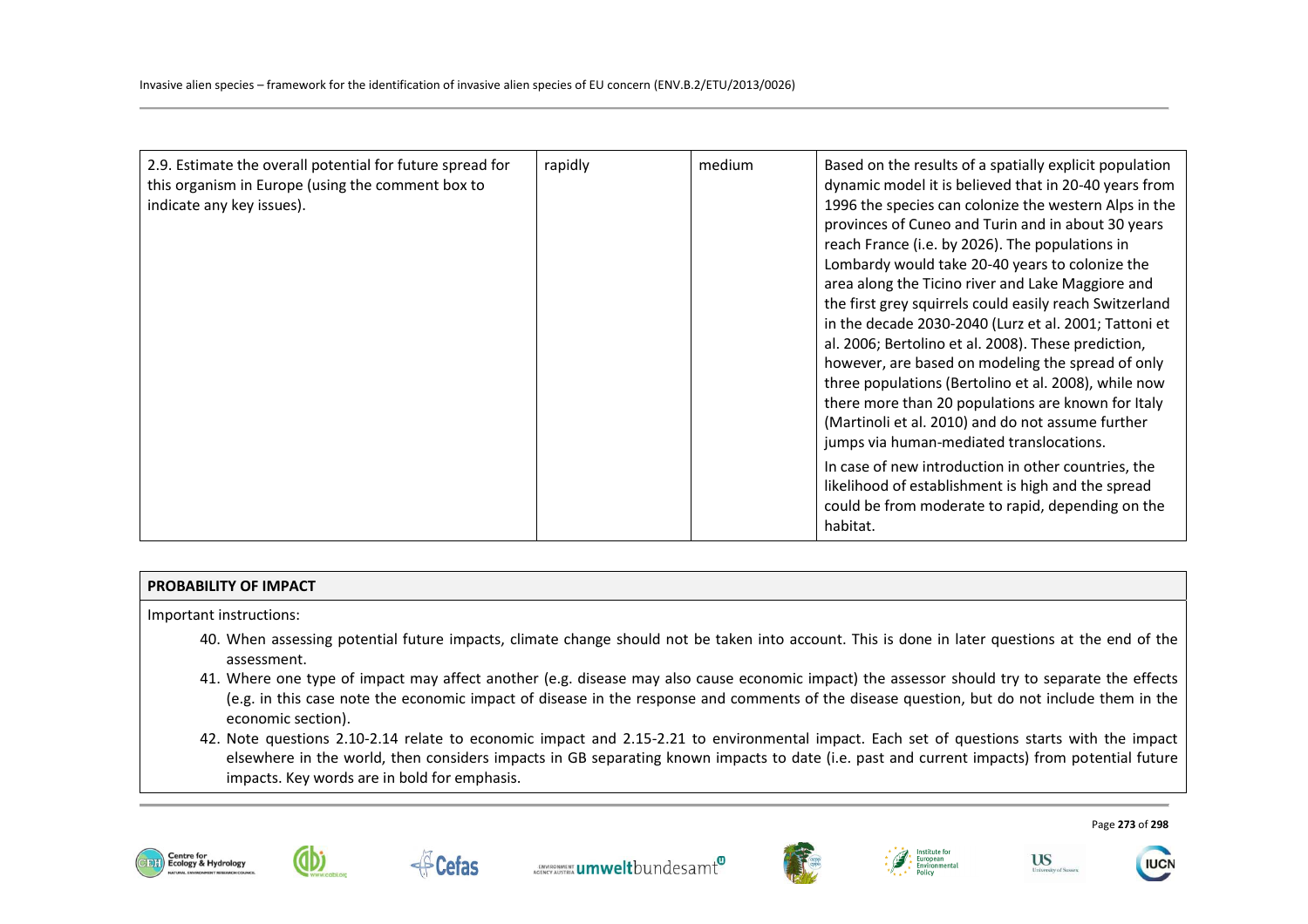| 2.9. Estimate the overall potential for future spread for this organism in Europe (using the comment box to indicate any key issues). | rapidly | medium | Based on the results of a spatially explicit population dynamic model it is believed that in 20-40 years from 1996 the species can colonize the western Alps in the provinces of Cuneo and Turin and in about 30 years reach France (i.e. by 2026). The populations in Lombardy would take 20-40 years to colonize the area along the Ticino river and Lake Maggiore and the first grey squirrels could easily reach Switzerland in the decade 2030-2040 (Lurz et al. 2001; Tattoni et al. 2006; Bertolino et al. 2008). These prediction, however, are based on modeling the spread of only three populations (Bertolino et al. 2008), while now there more than 20 populations are known for Italy (Martinoli et al. 2010) and do not assume further jumps via human-mediated translocations.<br><br>In case of new introduction in other countries, the likelihood of establishment is high and the spread could be from moderate to rapid, depending on the habitat. |
|---|---|---|---|

**PROBABILITY OF IMPACT**

Important instructions:

40. When assessing potential future impacts, climate change should not be taken into account. This is done in later questions at the end of the assessment.
41. Where one type of impact may affect another (e.g. disease may also cause economic impact) the assessor should try to separate the effects (e.g. in this case note the economic impact of disease in the response and comments of the disease question, but do not include them in the economic section).
42. Note questions 2.10-2.14 relate to economic impact and 2.15-2.21 to environmental impact. Each set of questions starts with the impact elsewhere in the world, then considers impacts in GB separating known impacts to date (i.e. past and current impacts) from potential future impacts. Key words are in bold for emphasis.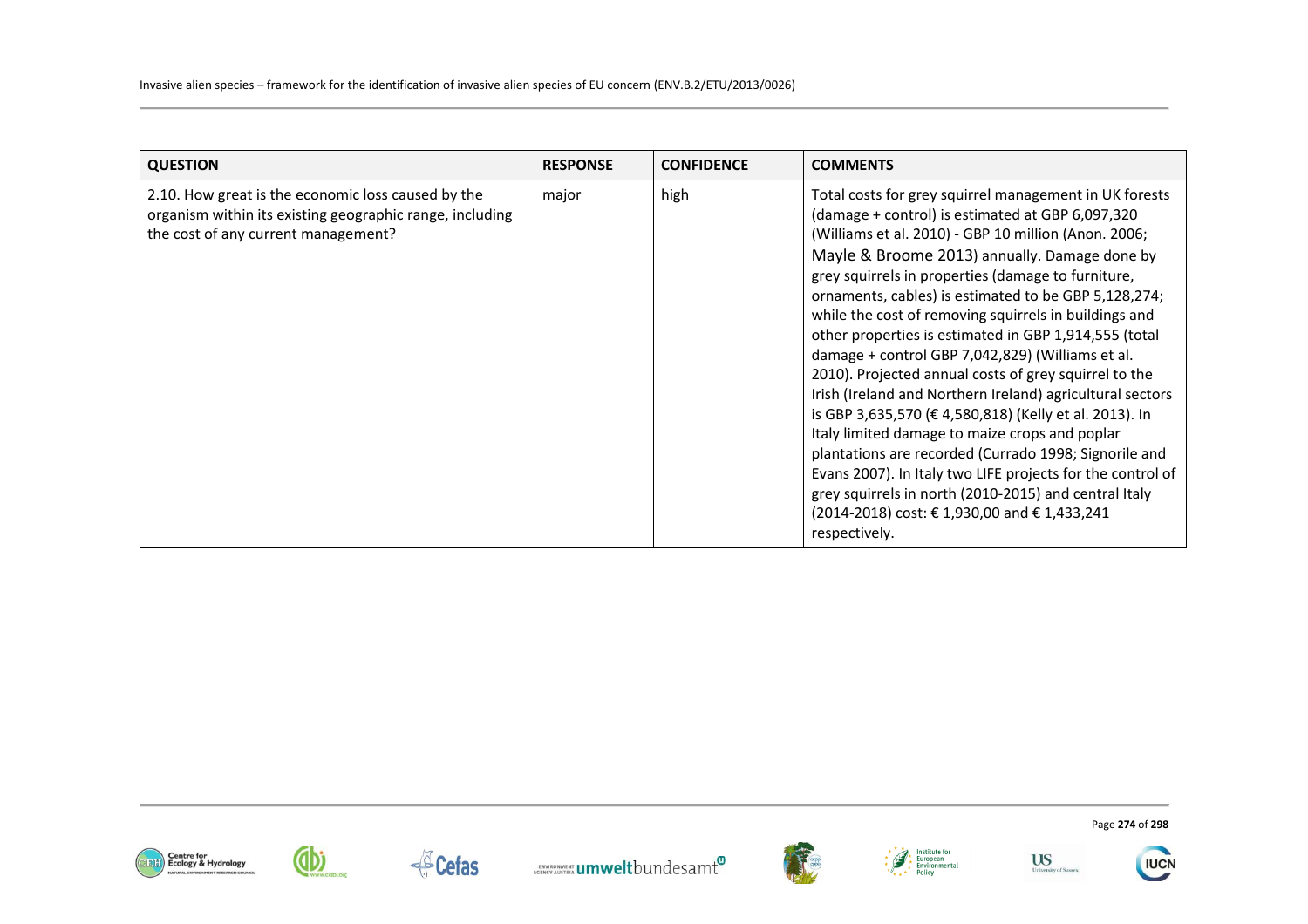| QUESTION | RESPONSE | CONFIDENCE | COMMENTS |
|---|---|---|---|
| 2.10. How great is the economic loss caused by the organism within its existing geographic range, including the cost of any current management? | major | high | Total costs for grey squirrel management in UK forests (damage + control) is estimated at GBP 6,097,320 (Williams et al. 2010) - GBP 10 million (Anon. 2006; Mayle & Broome 2013) annually. Damage done by grey squirrels in properties (damage to furniture, ornaments, cables) is estimated to be GBP 5,128,274; while the cost of removing squirrels in buildings and other properties is estimated in GBP 1,914,555 (total damage + control GBP 7,042,829) (Williams et al. 2010). Projected annual costs of grey squirrel to the Irish (Ireland and Northern Ireland) agricultural sectors is GBP 3,635,570 (€ 4,580,818) (Kelly et al. 2013). In Italy limited damage to maize crops and poplar plantations are recorded (Currado 1998; Signorile and Evans 2007). In Italy two LIFE projects for the control of grey squirrels in north (2010-2015) and central Italy (2014-2018) cost: € 1,930,00 and € 1,433,241 respectively. |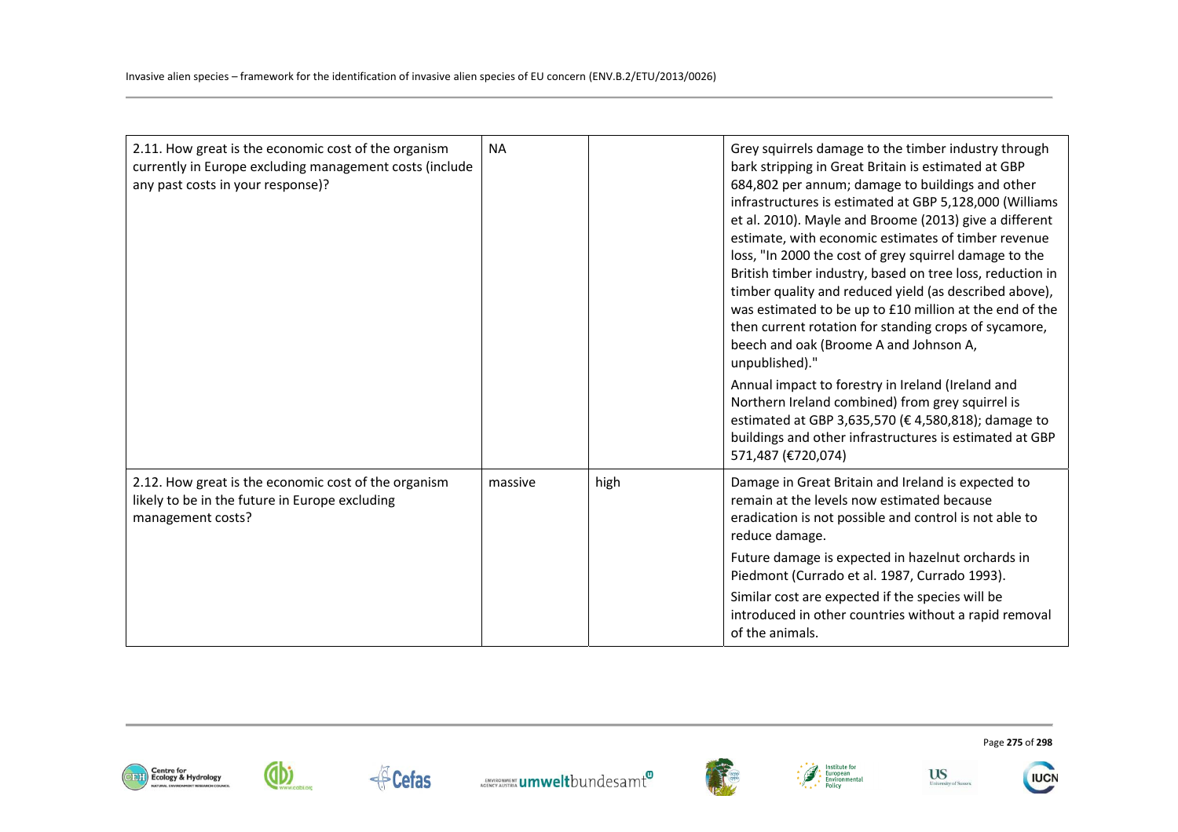| | | | |
|---|---|---|---|
| 2.11. How great is the economic cost of the organism currently in Europe excluding management costs (include any past costs in your response)? | NA | | Grey squirrels damage to the timber industry through bark stripping in Great Britain is estimated at GBP 684,802 per annum; damage to buildings and other infrastructures is estimated at GBP 5,128,000 (Williams et al. 2010). Mayle and Broome (2013) give a different estimate, with economic estimates of timber revenue loss, "In 2000 the cost of grey squirrel damage to the British timber industry, based on tree loss, reduction in timber quality and reduced yield (as described above), was estimated to be up to £10 million at the end of the then current rotation for standing crops of sycamore, beech and oak (Broome A and Johnson A, unpublished)."<br><br>Annual impact to forestry in Ireland (Ireland and Northern Ireland combined) from grey squirrel is estimated at GBP 3,635,570 (€ 4,580,818); damage to buildings and other infrastructures is estimated at GBP 571,487 (€720,074) |
| 2.12. How great is the economic cost of the organism likely to be in the future in Europe excluding management costs? | massive | high | Damage in Great Britain and Ireland is expected to remain at the levels now estimated because eradication is not possible and control is not able to reduce damage.<br><br>Future damage is expected in hazelnut orchards in Piedmont (Currado et al. 1987, Currado 1993).<br><br>Similar cost are expected if the species will be introduced in other countries without a rapid removal of the animals. |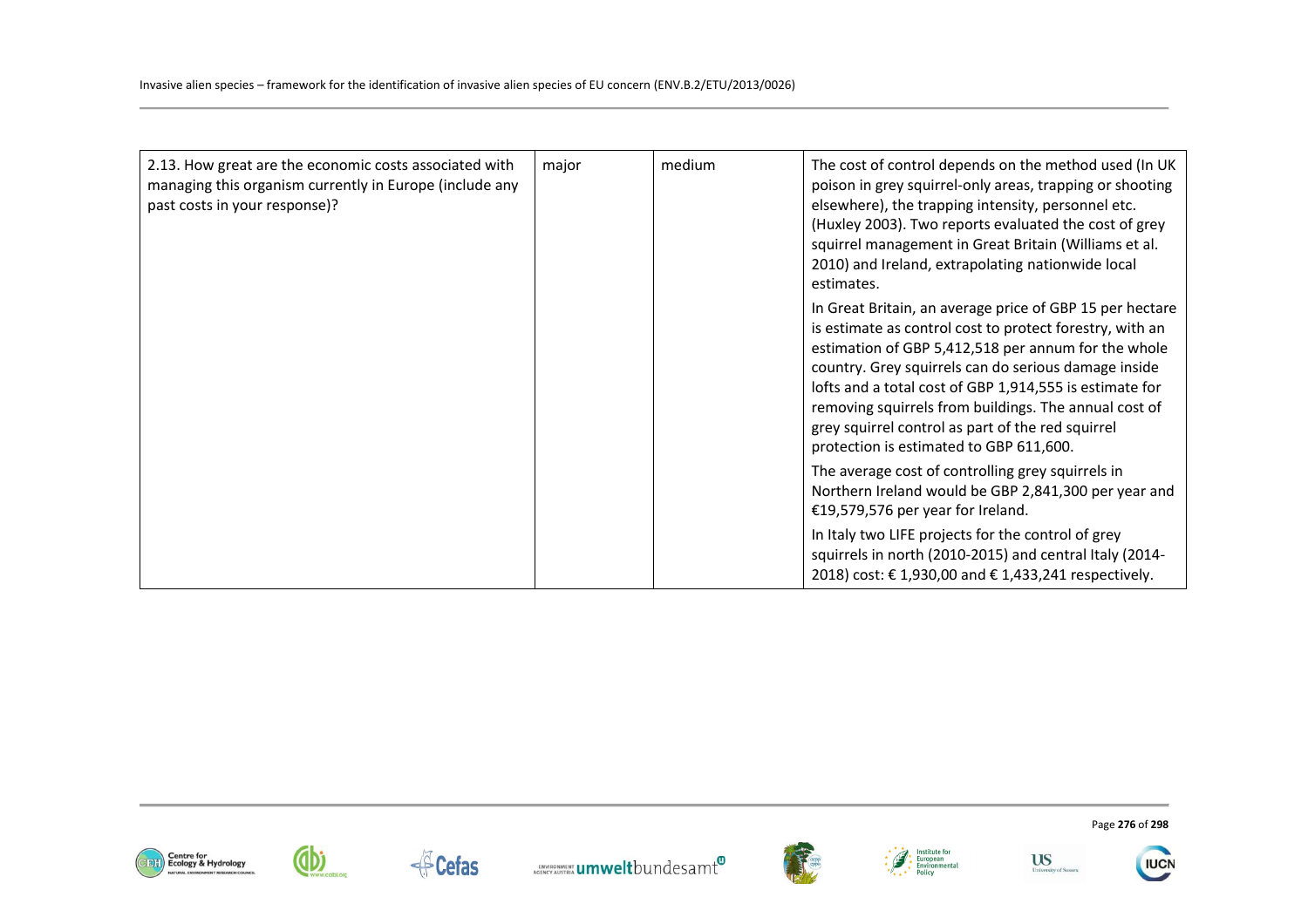| | | | |
|---|---|---|---|
| 2.13. How great are the economic costs associated with managing this organism currently in Europe (include any past costs in your response)? | major | medium | The cost of control depends on the method used (In UK poison in grey squirrel-only areas, trapping or shooting elsewhere), the trapping intensity, personnel etc. (Huxley 2003). Two reports evaluated the cost of grey squirrel management in Great Britain (Williams et al. 2010) and Ireland, extrapolating nationwide local estimates.<br><br>In Great Britain, an average price of GBP 15 per hectare is estimate as control cost to protect forestry, with an estimation of GBP 5,412,518 per annum for the whole country. Grey squirrels can do serious damage inside lofts and a total cost of GBP 1,914,555 is estimate for removing squirrels from buildings. The annual cost of grey squirrel control as part of the red squirrel protection is estimated to GBP 611,600.<br><br>The average cost of controlling grey squirrels in Northern Ireland would be GBP 2,841,300 per year and €19,579,576 per year for Ireland.<br><br>In Italy two LIFE projects for the control of grey squirrels in north (2010-2015) and central Italy (2014-2018) cost: € 1,930,00 and € 1,433,241 respectively. |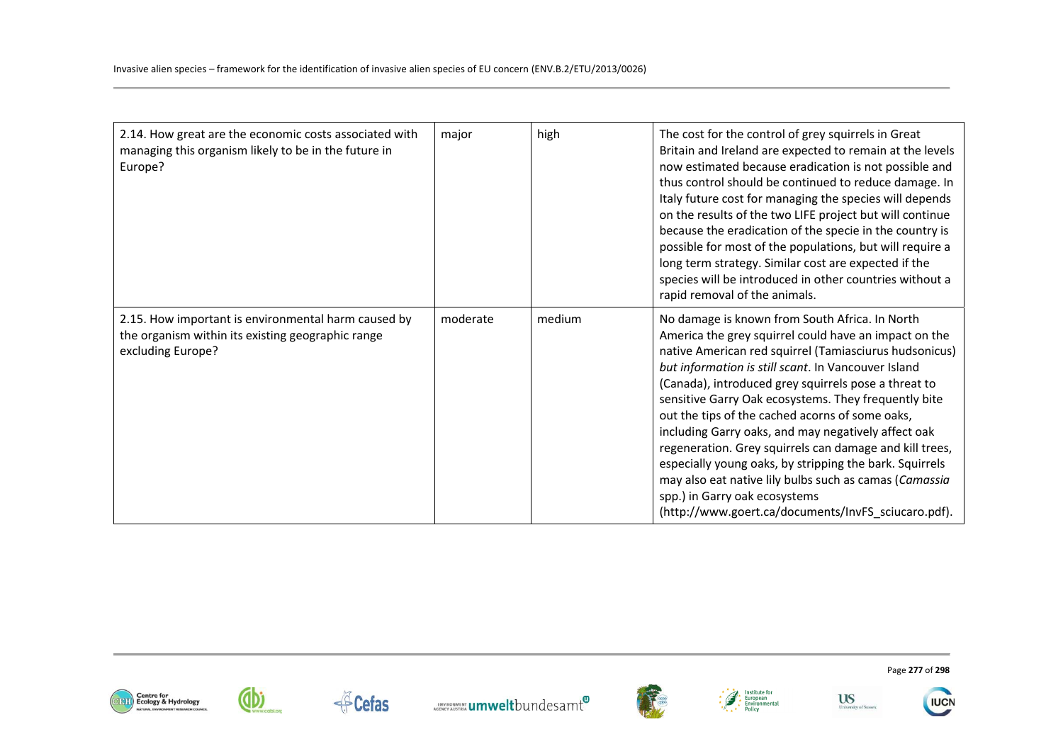| | | | |
|---|---|---|---|
| 2.14. How great are the economic costs associated with managing this organism likely to be in the future in Europe? | major | high | The cost for the control of grey squirrels in Great Britain and Ireland are expected to remain at the levels now estimated because eradication is not possible and thus control should be continued to reduce damage. In Italy future cost for managing the species will depends on the results of the two LIFE project but will continue because the eradication of the specie in the country is possible for most of the populations, but will require a long term strategy. Similar cost are expected if the species will be introduced in other countries without a rapid removal of the animals. |
| 2.15. How important is environmental harm caused by the organism within its existing geographic range excluding Europe? | moderate | medium | No damage is known from South Africa. In North America the grey squirrel could have an impact on the native American red squirrel (Tamiasciurus hudsonicus) *but information is still scant*. In Vancouver Island (Canada), introduced grey squirrels pose a threat to sensitive Garry Oak ecosystems. They frequently bite out the tips of the cached acorns of some oaks, including Garry oaks, and may negatively affect oak regeneration. Grey squirrels can damage and kill trees, especially young oaks, by stripping the bark. Squirrels may also eat native lily bulbs such as camas (*Camassia* spp.) in Garry oak ecosystems (http://www.goert.ca/documents/InvFS_sciucaro.pdf). |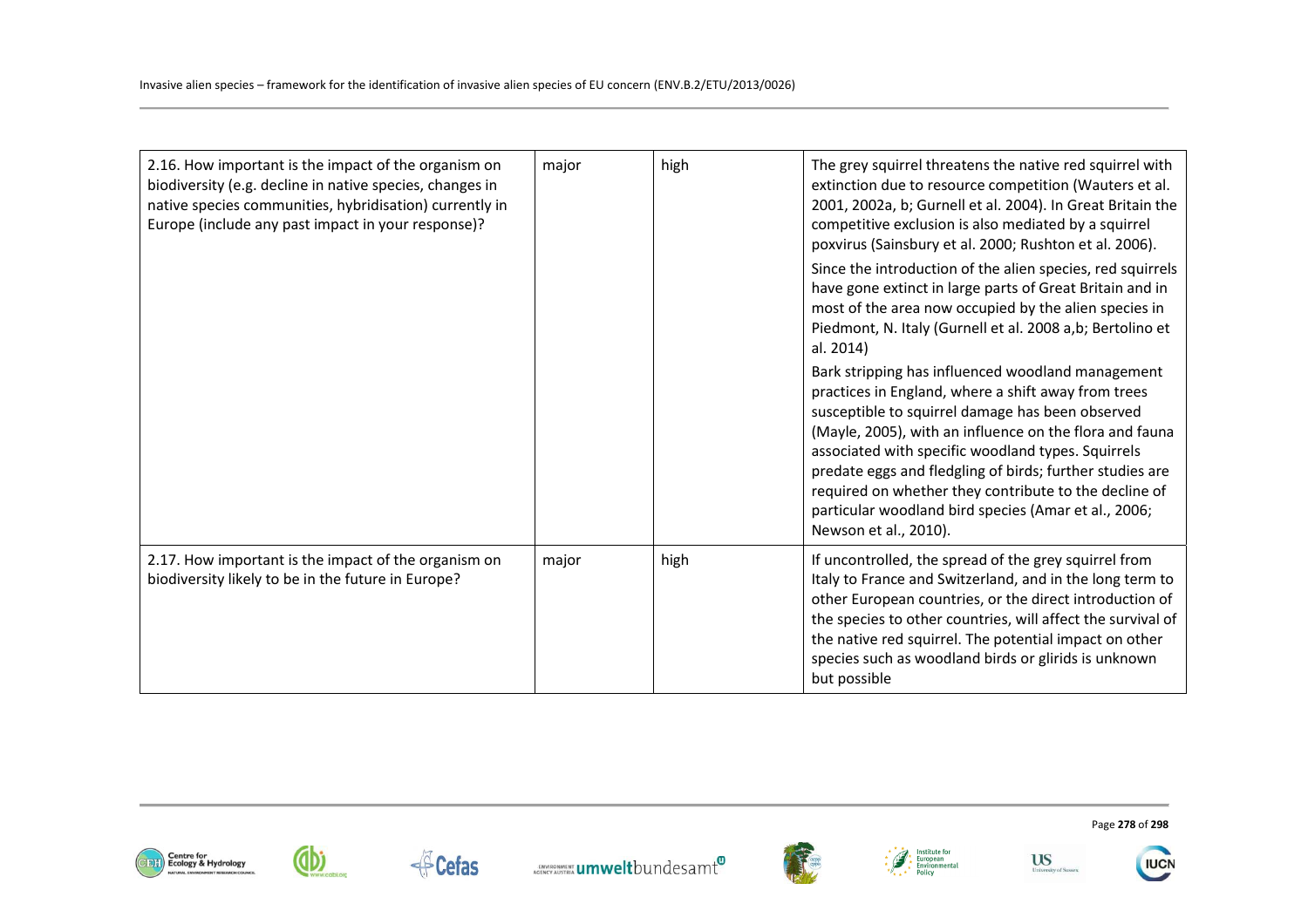| | | | |
|---|---|---|---|
| 2.16. How important is the impact of the organism on biodiversity (e.g. decline in native species, changes in native species communities, hybridisation) currently in Europe (include any past impact in your response)? | major | high | The grey squirrel threatens the native red squirrel with extinction due to resource competition (Wauters et al. 2001, 2002a, b; Gurnell et al. 2004). In Great Britain the competitive exclusion is also mediated by a squirrel poxvirus (Sainsbury et al. 2000; Rushton et al. 2006).<br><br>Since the introduction of the alien species, red squirrels have gone extinct in large parts of Great Britain and in most of the area now occupied by the alien species in Piedmont, N. Italy (Gurnell et al. 2008 a,b; Bertolino et al. 2014)<br><br>Bark stripping has influenced woodland management practices in England, where a shift away from trees susceptible to squirrel damage has been observed (Mayle, 2005), with an influence on the flora and fauna associated with specific woodland types. Squirrels predate eggs and fledgling of birds; further studies are required on whether they contribute to the decline of particular woodland bird species (Amar et al., 2006; Newson et al., 2010). |
| 2.17. How important is the impact of the organism on biodiversity likely to be in the future in Europe? | major | high | If uncontrolled, the spread of the grey squirrel from Italy to France and Switzerland, and in the long term to other European countries, or the direct introduction of the species to other countries, will affect the survival of the native red squirrel. The potential impact on other species such as woodland birds or glirids is unknown but possible |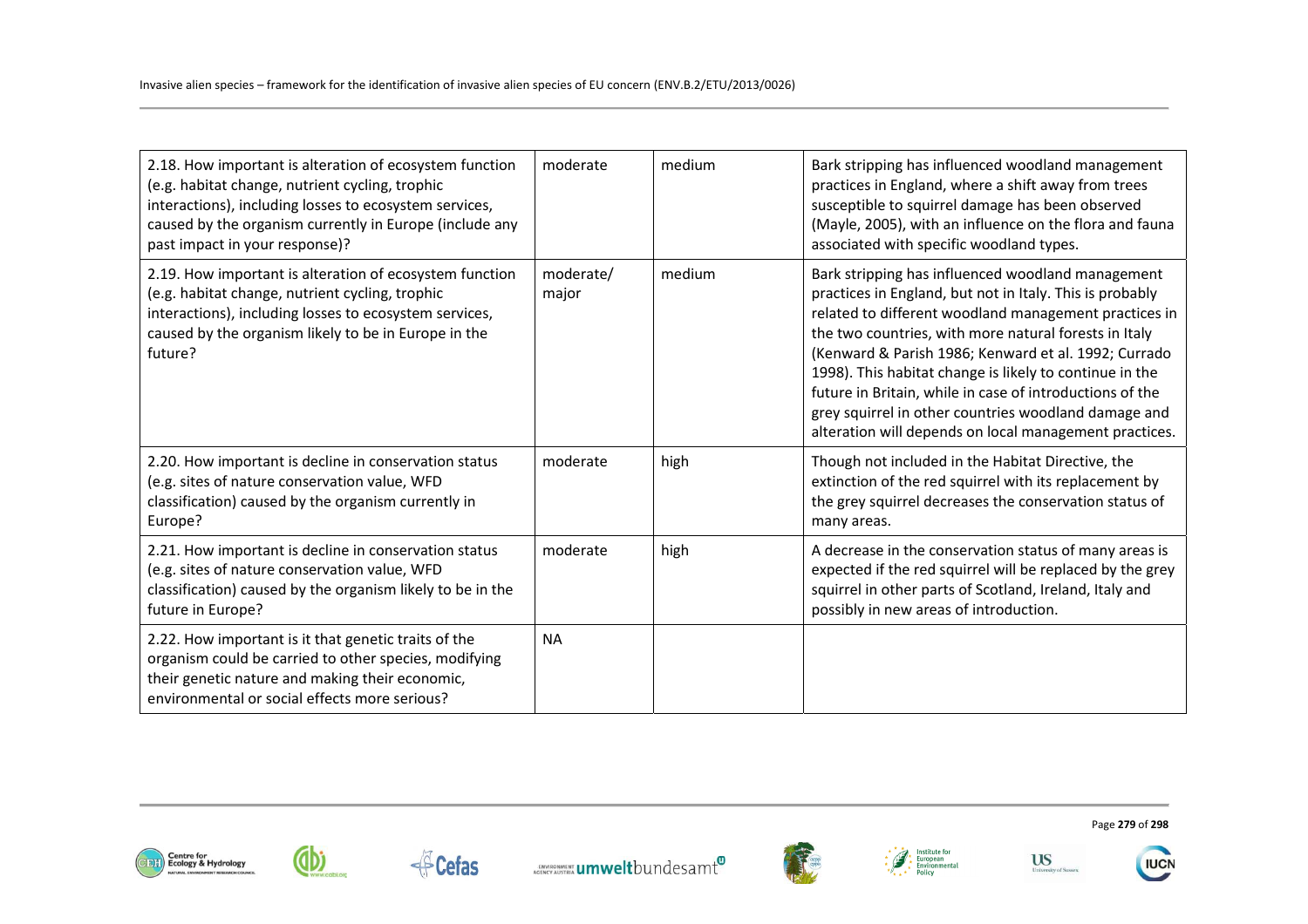| | | | |
|---|---|---|---|
| 2.18. How important is alteration of ecosystem function (e.g. habitat change, nutrient cycling, trophic interactions), including losses to ecosystem services, caused by the organism currently in Europe (include any past impact in your response)? | moderate | medium | Bark stripping has influenced woodland management practices in England, where a shift away from trees susceptible to squirrel damage has been observed (Mayle, 2005), with an influence on the flora and fauna associated with specific woodland types. |
| 2.19. How important is alteration of ecosystem function (e.g. habitat change, nutrient cycling, trophic interactions), including losses to ecosystem services, caused by the organism likely to be in Europe in the future? | moderate/ major | medium | Bark stripping has influenced woodland management practices in England, but not in Italy. This is probably related to different woodland management practices in the two countries, with more natural forests in Italy (Kenward & Parish 1986; Kenward et al. 1992; Currado 1998). This habitat change is likely to continue in the future in Britain, while in case of introductions of the grey squirrel in other countries woodland damage and alteration will depends on local management practices. |
| 2.20. How important is decline in conservation status (e.g. sites of nature conservation value, WFD classification) caused by the organism currently in Europe? | moderate | high | Though not included in the Habitat Directive, the extinction of the red squirrel with its replacement by the grey squirrel decreases the conservation status of many areas. |
| 2.21. How important is decline in conservation status (e.g. sites of nature conservation value, WFD classification) caused by the organism likely to be in the future in Europe? | moderate | high | A decrease in the conservation status of many areas is expected if the red squirrel will be replaced by the grey squirrel in other parts of Scotland, Ireland, Italy and possibly in new areas of introduction. |
| 2.22. How important is it that genetic traits of the organism could be carried to other species, modifying their genetic nature and making their economic, environmental or social effects more serious? | NA | | |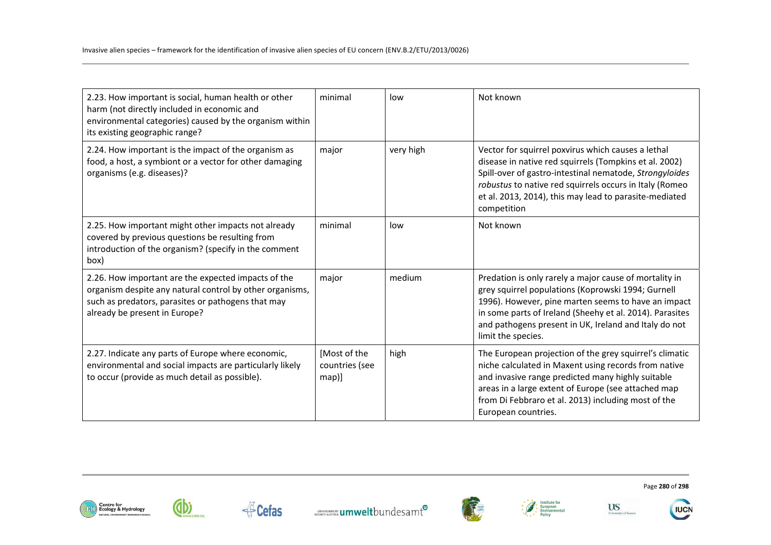| | | | |
|---|---|---|---|
| 2.23. How important is social, human health or other harm (not directly included in economic and environmental categories) caused by the organism within its existing geographic range? | minimal | low | Not known |
| 2.24. How important is the impact of the organism as food, a host, a symbiont or a vector for other damaging organisms (e.g. diseases)? | major | very high | Vector for squirrel poxvirus which causes a lethal disease in native red squirrels (Tompkins et al. 2002) Spill-over of gastro-intestinal nematode, *Strongyloides robustus* to native red squirrels occurs in Italy (Romeo et al. 2013, 2014), this may lead to parasite-mediated competition |
| 2.25. How important might other impacts not already covered by previous questions be resulting from introduction of the organism? (specify in the comment box) | minimal | low | Not known |
| 2.26. How important are the expected impacts of the organism despite any natural control by other organisms, such as predators, parasites or pathogens that may already be present in Europe? | major | medium | Predation is only rarely a major cause of mortality in grey squirrel populations (Koprowski 1994; Gurnell 1996). However, pine marten seems to have an impact in some parts of Ireland (Sheehy et al. 2014). Parasites and pathogens present in UK, Ireland and Italy do not limit the species. |
| 2.27. Indicate any parts of Europe where economic, environmental and social impacts are particularly likely to occur (provide as much detail as possible). | [Most of the countries (see map)] | high | The European projection of the grey squirrel's climatic niche calculated in Maxent using records from native and invasive range predicted many highly suitable areas in a large extent of Europe (see attached map from Di Febbraro et al. 2013) including most of the European countries. |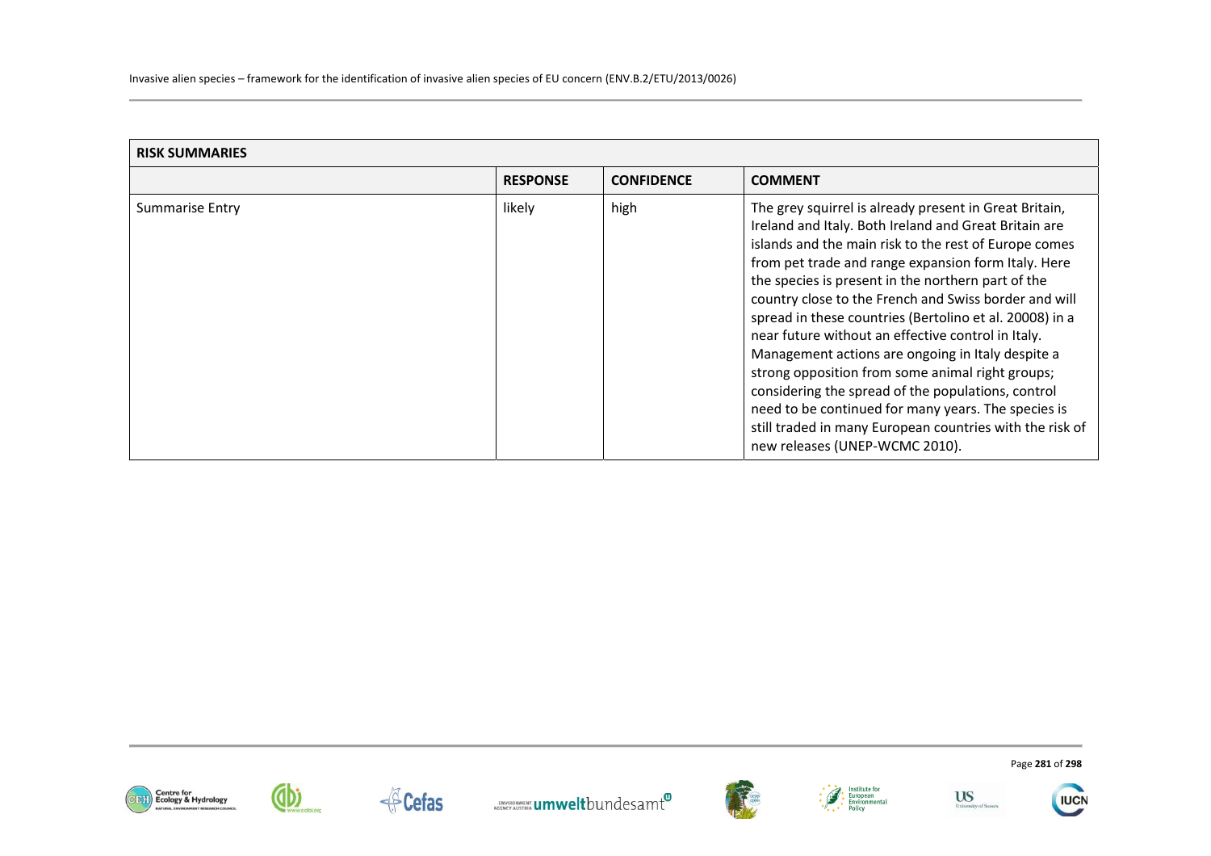| RISK SUMMARIES | | | |
|---|---|---|---|
| | **RESPONSE** | **CONFIDENCE** | **COMMENT** |
| Summarise Entry | likely | high | The grey squirrel is already present in Great Britain, Ireland and Italy. Both Ireland and Great Britain are islands and the main risk to the rest of Europe comes from pet trade and range expansion form Italy. Here the species is present in the northern part of the country close to the French and Swiss border and will spread in these countries (Bertolino et al. 20008) in a near future without an effective control in Italy. Management actions are ongoing in Italy despite a strong opposition from some animal right groups; considering the spread of the populations, control need to be continued for many years. The species is still traded in many European countries with the risk of new releases (UNEP-WCMC 2010). |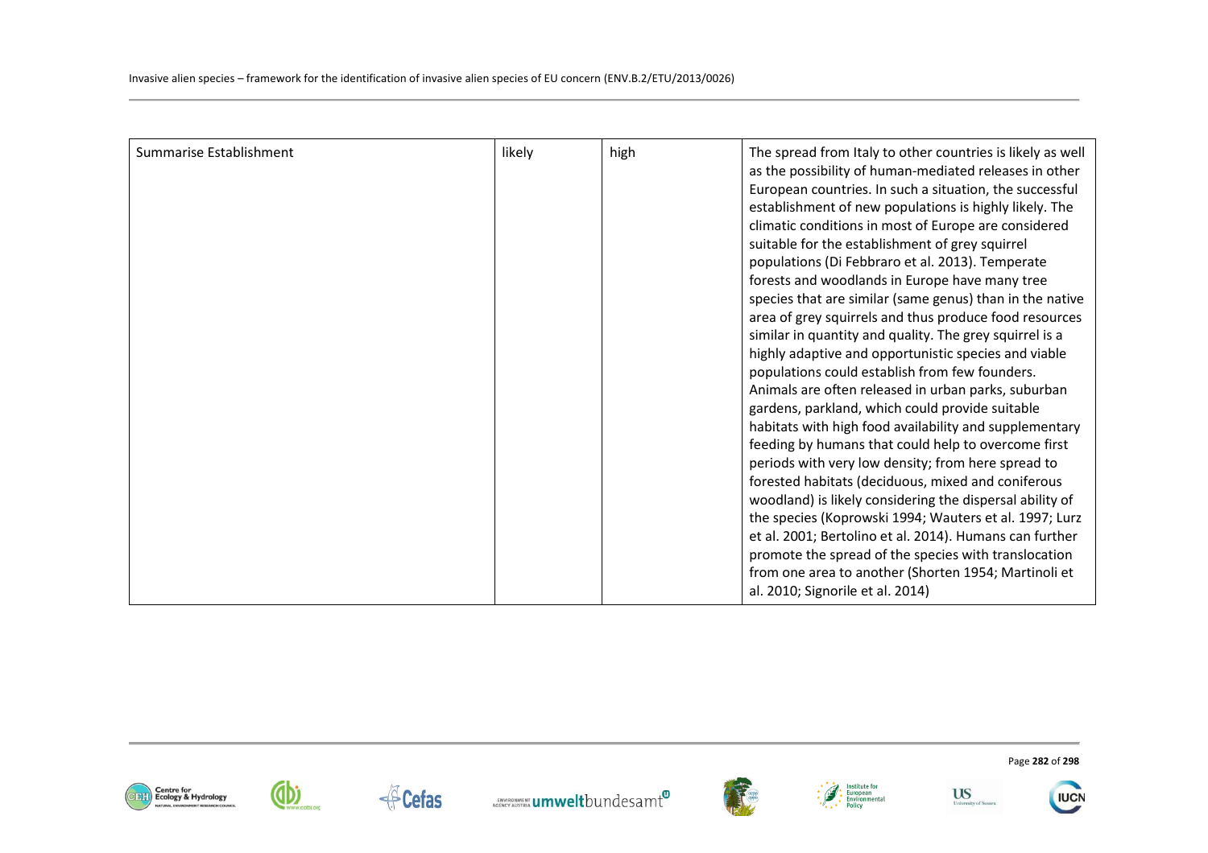| Summarise Establishment | likely | high | The spread from Italy to other countries is likely as well as the possibility of human-mediated releases in other European countries. In such a situation, the successful establishment of new populations is highly likely. The climatic conditions in most of Europe are considered suitable for the establishment of grey squirrel populations (Di Febbraro et al. 2013). Temperate forests and woodlands in Europe have many tree species that are similar (same genus) than in the native area of grey squirrels and thus produce food resources similar in quantity and quality. The grey squirrel is a highly adaptive and opportunistic species and viable populations could establish from few founders. Animals are often released in urban parks, suburban gardens, parkland, which could provide suitable habitats with high food availability and supplementary feeding by humans that could help to overcome first periods with very low density; from here spread to forested habitats (deciduous, mixed and coniferous woodland) is likely considering the dispersal ability of the species (Koprowski 1994; Wauters et al. 1997; Lurz et al. 2001; Bertolino et al. 2014). Humans can further promote the spread of the species with translocation from one area to another (Shorten 1954; Martinoli et al. 2010; Signorile et al. 2014) |
|---|---|---|---|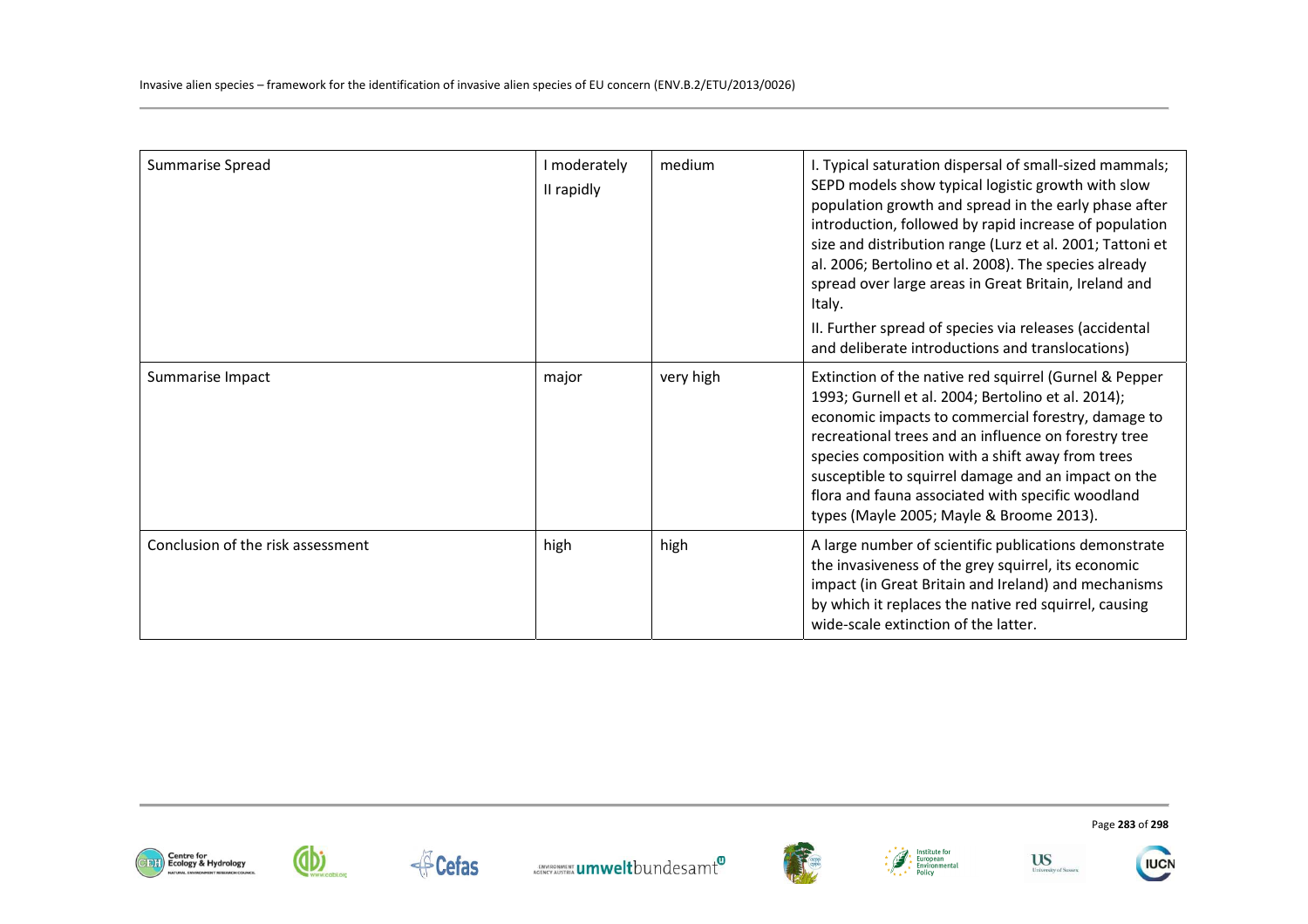| Summarise Spread | I moderately<br>II rapidly | medium | I. Typical saturation dispersal of small-sized mammals; SEPD models show typical logistic growth with slow population growth and spread in the early phase after introduction, followed by rapid increase of population size and distribution range (Lurz et al. 2001; Tattoni et al. 2006; Bertolino et al. 2008). The species already spread over large areas in Great Britain, Ireland and Italy.<br>II. Further spread of species via releases (accidental and deliberate introductions and translocations) |
|---|---|---|---|
| Summarise Impact | major | very high | Extinction of the native red squirrel (Gurnel & Pepper 1993; Gurnell et al. 2004; Bertolino et al. 2014); economic impacts to commercial forestry, damage to recreational trees and an influence on forestry tree species composition with a shift away from trees susceptible to squirrel damage and an impact on the flora and fauna associated with specific woodland types (Mayle 2005; Mayle & Broome 2013). |
| Conclusion of the risk assessment | high | high | A large number of scientific publications demonstrate the invasiveness of the grey squirrel, its economic impact (in Great Britain and Ireland) and mechanisms by which it replaces the native red squirrel, causing wide-scale extinction of the latter. |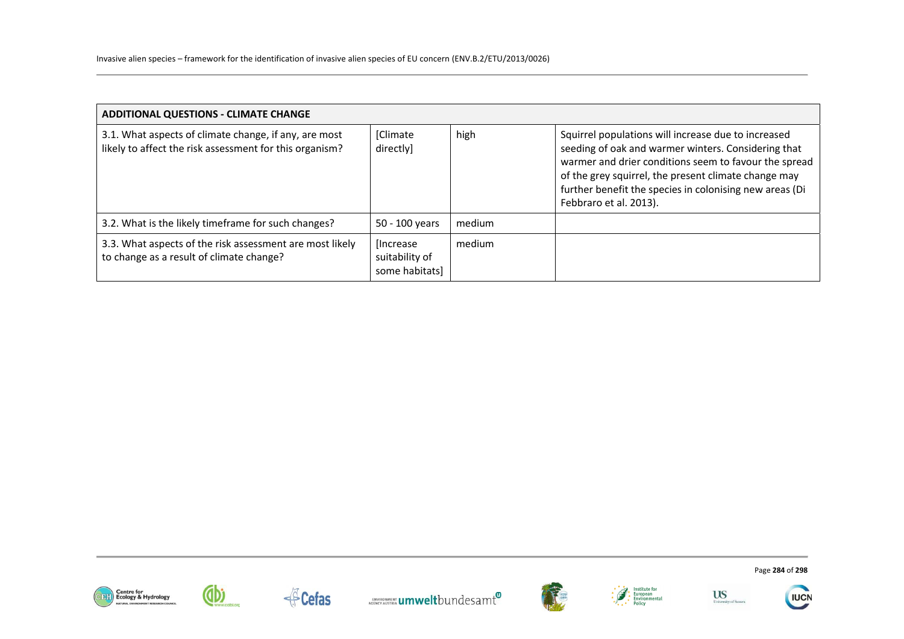| ADDITIONAL QUESTIONS - CLIMATE CHANGE | | | |
|---|---|---|---|
| 3.1. What aspects of climate change, if any, are most likely to affect the risk assessment for this organism? | [Climate directly] | high | Squirrel populations will increase due to increased seeding of oak and warmer winters. Considering that warmer and drier conditions seem to favour the spread of the grey squirrel, the present climate change may further benefit the species in colonising new areas (Di Febbraro et al. 2013). |
| 3.2. What is the likely timeframe for such changes? | 50 - 100 years | medium | |
| 3.3. What aspects of the risk assessment are most likely to change as a result of climate change? | [Increase suitability of some habitats] | medium | |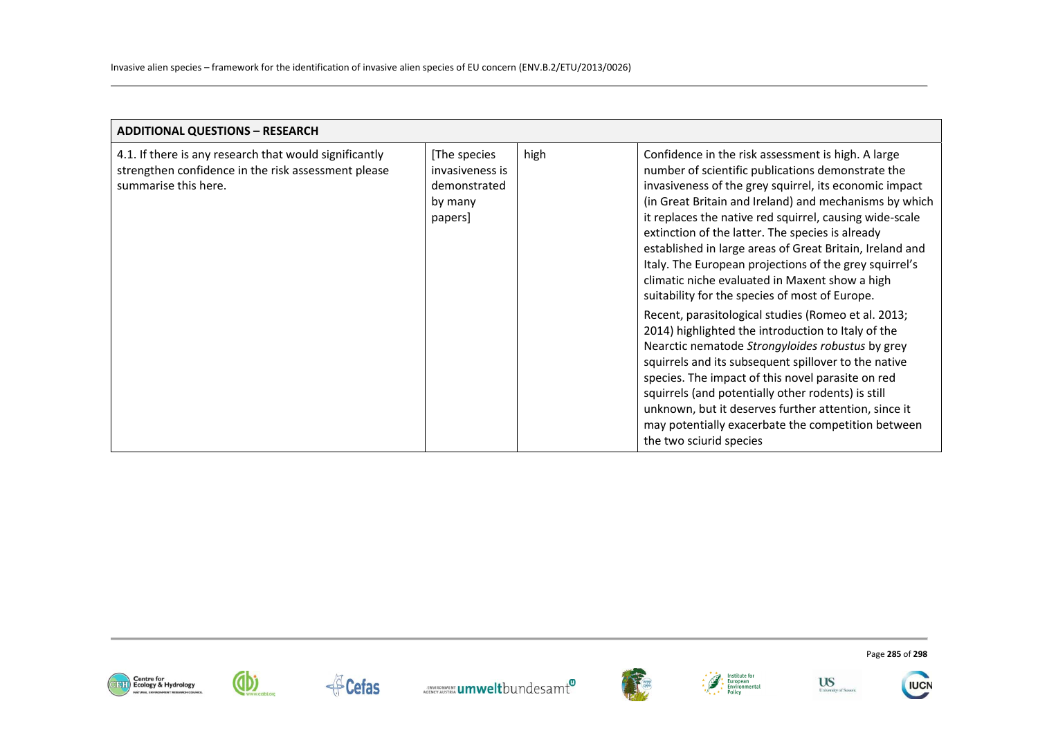| ADDITIONAL QUESTIONS – RESEARCH | | | |
|---|---|---|---|
| 4.1. If there is any research that would significantly strengthen confidence in the risk assessment please summarise this here. | [The species invasiveness is demonstrated by many papers] | high | Confidence in the risk assessment is high. A large number of scientific publications demonstrate the invasiveness of the grey squirrel, its economic impact (in Great Britain and Ireland) and mechanisms by which it replaces the native red squirrel, causing wide-scale extinction of the latter. The species is already established in large areas of Great Britain, Ireland and Italy. The European projections of the grey squirrel's climatic niche evaluated in Maxent show a high suitability for the species of most of Europe.<br><br>Recent, parasitological studies (Romeo et al. 2013; 2014) highlighted the introduction to Italy of the Nearctic nematode *Strongyloides robustus* by grey squirrels and its subsequent spillover to the native species. The impact of this novel parasite on red squirrels (and potentially other rodents) is still unknown, but it deserves further attention, since it may potentially exacerbate the competition between the two sciurid species |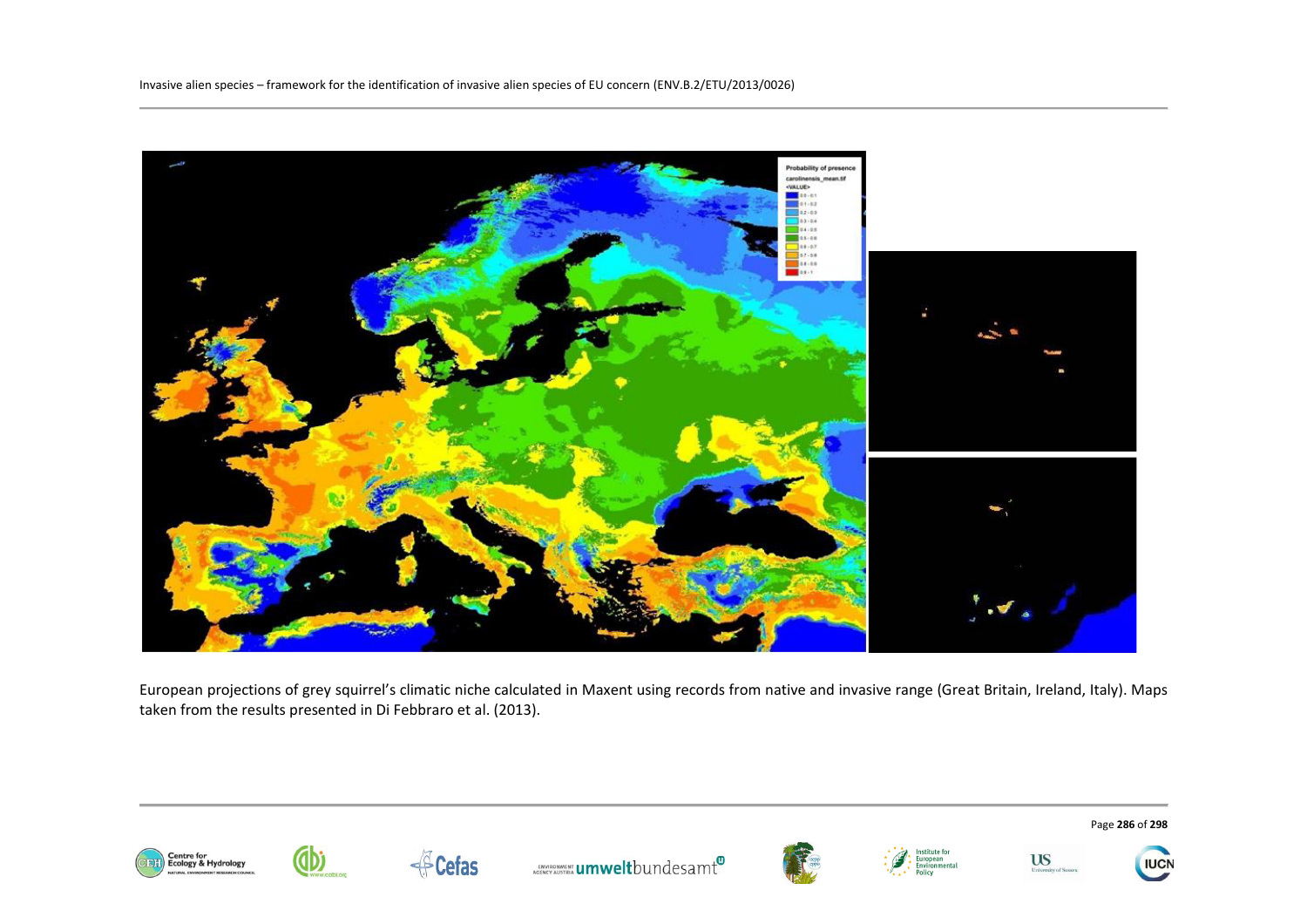European projections of grey squirrel's climatic niche calculated in Maxent using records from native and invasive range (Great Britain, Ireland, Italy). Maps taken from the results presented in Di Febbraro et al. (2013).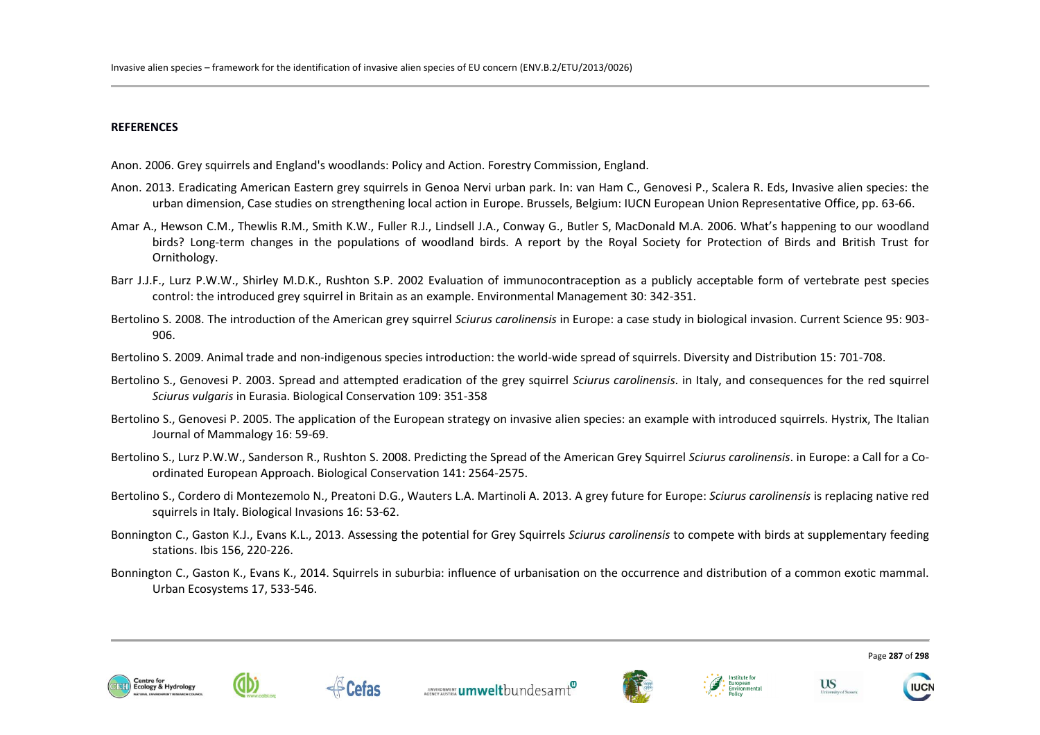**REFERENCES**

Anon. 2006. Grey squirrels and England's woodlands: Policy and Action. Forestry Commission, England.

Anon. 2013. Eradicating American Eastern grey squirrels in Genoa Nervi urban park. In: van Ham C., Genovesi P., Scalera R. Eds, Invasive alien species: the urban dimension, Case studies on strengthening local action in Europe. Brussels, Belgium: IUCN European Union Representative Office, pp. 63-66.

Amar A., Hewson C.M., Thewlis R.M., Smith K.W., Fuller R.J., Lindsell J.A., Conway G., Butler S, MacDonald M.A. 2006. What's happening to our woodland birds? Long-term changes in the populations of woodland birds. A report by the Royal Society for Protection of Birds and British Trust for Ornithology.

Barr J.J.F., Lurz P.W.W., Shirley M.D.K., Rushton S.P. 2002 Evaluation of immunocontraception as a publicly acceptable form of vertebrate pest species control: the introduced grey squirrel in Britain as an example. Environmental Management 30: 342-351.

Bertolino S. 2008. The introduction of the American grey squirrel *Sciurus carolinensis* in Europe: a case study in biological invasion. Current Science 95: 903-906.

Bertolino S. 2009. Animal trade and non-indigenous species introduction: the world-wide spread of squirrels. Diversity and Distribution 15: 701-708.

Bertolino S., Genovesi P. 2003. Spread and attempted eradication of the grey squirrel *Sciurus carolinensis*. in Italy, and consequences for the red squirrel *Sciurus vulgaris* in Eurasia. Biological Conservation 109: 351-358

Bertolino S., Genovesi P. 2005. The application of the European strategy on invasive alien species: an example with introduced squirrels. Hystrix, The Italian Journal of Mammalogy 16: 59-69.

Bertolino S., Lurz P.W.W., Sanderson R., Rushton S. 2008. Predicting the Spread of the American Grey Squirrel *Sciurus carolinensis*. in Europe: a Call for a Co-ordinated European Approach. Biological Conservation 141: 2564-2575.

Bertolino S., Cordero di Montezemolo N., Preatoni D.G., Wauters L.A. Martinoli A. 2013. A grey future for Europe: *Sciurus carolinensis* is replacing native red squirrels in Italy. Biological Invasions 16: 53-62.

Bonnington C., Gaston K.J., Evans K.L., 2013. Assessing the potential for Grey Squirrels *Sciurus carolinensis* to compete with birds at supplementary feeding stations. Ibis 156, 220-226.

Bonnington C., Gaston K., Evans K., 2014. Squirrels in suburbia: influence of urbanisation on the occurrence and distribution of a common exotic mammal. Urban Ecosystems 17, 533-546.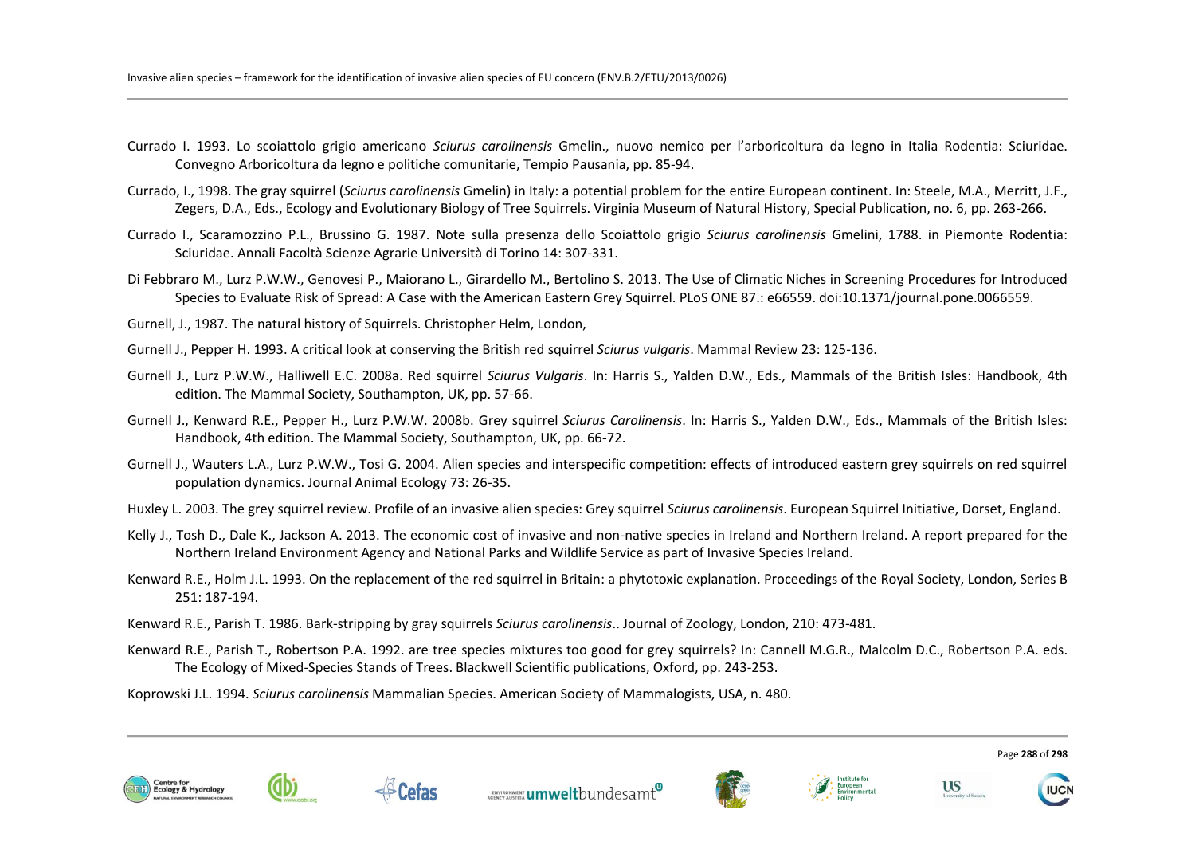Currado I. 1993. Lo scoiattolo grigio americano *Sciurus carolinensis* Gmelin., nuovo nemico per l'arboricoltura da legno in Italia Rodentia: Sciuridae. Convegno Arboricoltura da legno e politiche comunitarie, Tempio Pausania, pp. 85-94.

Currado, I., 1998. The gray squirrel (*Sciurus carolinensis* Gmelin) in Italy: a potential problem for the entire European continent. In: Steele, M.A., Merritt, J.F., Zegers, D.A., Eds., Ecology and Evolutionary Biology of Tree Squirrels. Virginia Museum of Natural History, Special Publication, no. 6, pp. 263-266.

Currado I., Scaramozzino P.L., Brussino G. 1987. Note sulla presenza dello Scoiattolo grigio *Sciurus carolinensis* Gmelini, 1788. in Piemonte Rodentia: Sciuridae. Annali Facoltà Scienze Agrarie Università di Torino 14: 307-331.

Di Febbraro M., Lurz P.W.W., Genovesi P., Maiorano L., Girardello M., Bertolino S. 2013. The Use of Climatic Niches in Screening Procedures for Introduced Species to Evaluate Risk of Spread: A Case with the American Eastern Grey Squirrel. PLoS ONE 87.: e66559. doi:10.1371/journal.pone.0066559.

Gurnell, J., 1987. The natural history of Squirrels. Christopher Helm, London,

Gurnell J., Pepper H. 1993. A critical look at conserving the British red squirrel *Sciurus vulgaris*. Mammal Review 23: 125-136.

Gurnell J., Lurz P.W.W., Halliwell E.C. 2008a. Red squirrel *Sciurus Vulgaris*. In: Harris S., Yalden D.W., Eds., Mammals of the British Isles: Handbook, 4th edition. The Mammal Society, Southampton, UK, pp. 57-66.

Gurnell J., Kenward R.E., Pepper H., Lurz P.W.W. 2008b. Grey squirrel *Sciurus Carolinensis*. In: Harris S., Yalden D.W., Eds., Mammals of the British Isles: Handbook, 4th edition. The Mammal Society, Southampton, UK, pp. 66-72.

Gurnell J., Wauters L.A., Lurz P.W.W., Tosi G. 2004. Alien species and interspecific competition: effects of introduced eastern grey squirrels on red squirrel population dynamics. Journal Animal Ecology 73: 26-35.

Huxley L. 2003. The grey squirrel review. Profile of an invasive alien species: Grey squirrel *Sciurus carolinensis*. European Squirrel Initiative, Dorset, England.

Kelly J., Tosh D., Dale K., Jackson A. 2013. The economic cost of invasive and non-native species in Ireland and Northern Ireland. A report prepared for the Northern Ireland Environment Agency and National Parks and Wildlife Service as part of Invasive Species Ireland.

Kenward R.E., Holm J.L. 1993. On the replacement of the red squirrel in Britain: a phytotoxic explanation. Proceedings of the Royal Society, London, Series B 251: 187-194.

Kenward R.E., Parish T. 1986. Bark-stripping by gray squirrels *Sciurus carolinensis*.. Journal of Zoology, London, 210: 473-481.

Kenward R.E., Parish T., Robertson P.A. 1992. are tree species mixtures too good for grey squirrels? In: Cannell M.G.R., Malcolm D.C., Robertson P.A. eds. The Ecology of Mixed-Species Stands of Trees. Blackwell Scientific publications, Oxford, pp. 243-253.

Koprowski J.L. 1994. *Sciurus carolinensis* Mammalian Species. American Society of Mammalogists, USA, n. 480.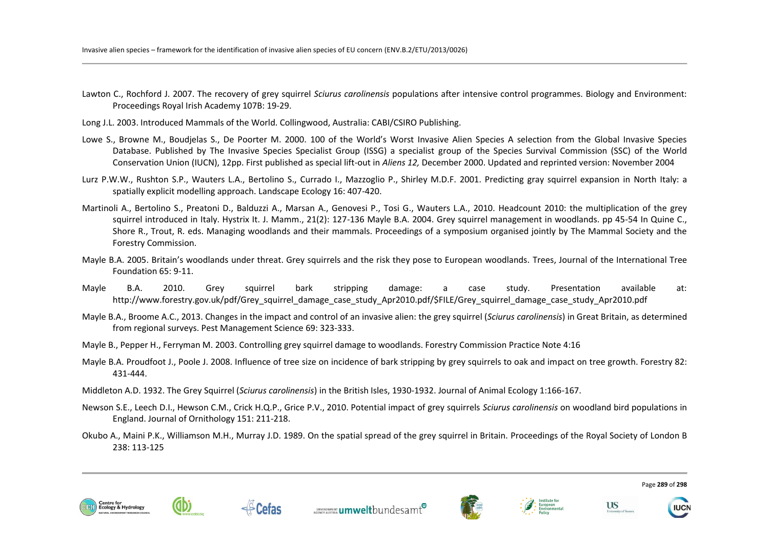Lawton C., Rochford J. 2007. The recovery of grey squirrel *Sciurus carolinensis* populations after intensive control programmes. Biology and Environment: Proceedings Royal Irish Academy 107B: 19-29.

Long J.L. 2003. Introduced Mammals of the World. Collingwood, Australia: CABI/CSIRO Publishing.

Lowe S., Browne M., Boudjelas S., De Poorter M. 2000. 100 of the World's Worst Invasive Alien Species A selection from the Global Invasive Species Database. Published by The Invasive Species Specialist Group (ISSG) a specialist group of the Species Survival Commission (SSC) of the World Conservation Union (IUCN), 12pp. First published as special lift-out in *Aliens 12,* December 2000. Updated and reprinted version: November 2004

Lurz P.W.W., Rushton S.P., Wauters L.A., Bertolino S., Currado I., Mazzoglio P., Shirley M.D.F. 2001. Predicting gray squirrel expansion in North Italy: a spatially explicit modelling approach. Landscape Ecology 16: 407-420.

Martinoli A., Bertolino S., Preatoni D., Balduzzi A., Marsan A., Genovesi P., Tosi G., Wauters L.A., 2010. Headcount 2010: the multiplication of the grey squirrel introduced in Italy. Hystrix It. J. Mamm., 21(2): 127-136 Mayle B.A. 2004. Grey squirrel management in woodlands. pp 45-54 In Quine C., Shore R., Trout, R. eds. Managing woodlands and their mammals. Proceedings of a symposium organised jointly by The Mammal Society and the Forestry Commission.

Mayle B.A. 2005. Britain's woodlands under threat. Grey squirrels and the risk they pose to European woodlands. Trees, Journal of the International Tree Foundation 65: 9-11.

Mayle B.A. 2010. Grey squirrel bark stripping damage: a case study. Presentation available at: http://www.forestry.gov.uk/pdf/Grey_squirrel_damage_case_study_Apr2010.pdf/$FILE/Grey_squirrel_damage_case_study_Apr2010.pdf

Mayle B.A., Broome A.C., 2013. Changes in the impact and control of an invasive alien: the grey squirrel (*Sciurus carolinensis*) in Great Britain, as determined from regional surveys. Pest Management Science 69: 323-333.

Mayle B., Pepper H., Ferryman M. 2003. Controlling grey squirrel damage to woodlands. Forestry Commission Practice Note 4:16

Mayle B.A. Proudfoot J., Poole J. 2008. Influence of tree size on incidence of bark stripping by grey squirrels to oak and impact on tree growth. Forestry 82: 431-444.

Middleton A.D. 1932. The Grey Squirrel (*Sciurus carolinensis*) in the British Isles, 1930-1932. Journal of Animal Ecology 1:166-167.

Newson S.E., Leech D.I., Hewson C.M., Crick H.Q.P., Grice P.V., 2010. Potential impact of grey squirrels *Sciurus carolinensis* on woodland bird populations in England. Journal of Ornithology 151: 211-218.

Okubo A., Maini P.K., Williamson M.H., Murray J.D. 1989. On the spatial spread of the grey squirrel in Britain. Proceedings of the Royal Society of London B 238: 113-125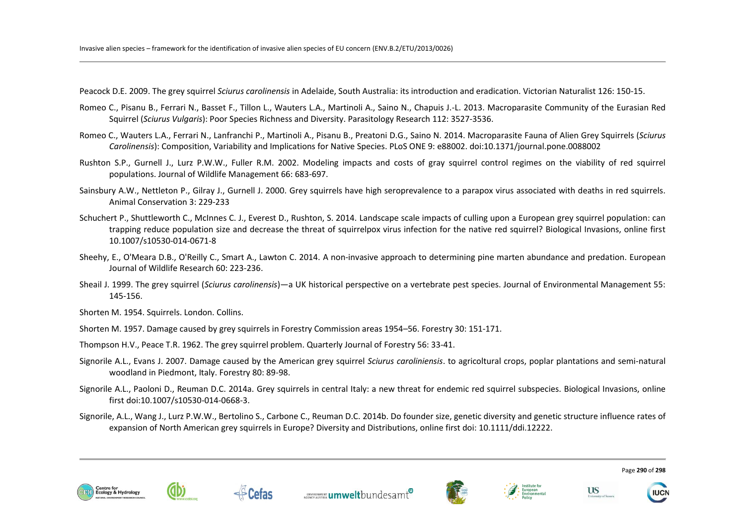Peacock D.E. 2009. The grey squirrel *Sciurus carolinensis* in Adelaide, South Australia: its introduction and eradication. Victorian Naturalist 126: 150-15.

Romeo C., Pisanu B., Ferrari N., Basset F., Tillon L., Wauters L.A., Martinoli A., Saino N., Chapuis J.-L. 2013. Macroparasite Community of the Eurasian Red Squirrel (*Sciurus Vulgaris*): Poor Species Richness and Diversity. Parasitology Research 112: 3527-3536.

Romeo C., Wauters L.A., Ferrari N., Lanfranchi P., Martinoli A., Pisanu B., Preatoni D.G., Saino N. 2014. Macroparasite Fauna of Alien Grey Squirrels (*Sciurus Carolinensis*): Composition, Variability and Implications for Native Species. PLoS ONE 9: e88002. doi:10.1371/journal.pone.0088002

Rushton S.P., Gurnell J., Lurz P.W.W., Fuller R.M. 2002. Modeling impacts and costs of gray squirrel control regimes on the viability of red squirrel populations. Journal of Wildlife Management 66: 683-697.

Sainsbury A.W., Nettleton P., Gilray J., Gurnell J. 2000. Grey squirrels have high seroprevalence to a parapox virus associated with deaths in red squirrels. Animal Conservation 3: 229-233

Schuchert P., Shuttleworth C., McInnes C. J., Everest D., Rushton, S. 2014. Landscape scale impacts of culling upon a European grey squirrel population: can trapping reduce population size and decrease the threat of squirrelpox virus infection for the native red squirrel? Biological Invasions, online first 10.1007/s10530-014-0671-8

Sheehy, E., O'Meara D.B., O'Reilly C., Smart A., Lawton C. 2014. A non-invasive approach to determining pine marten abundance and predation. European Journal of Wildlife Research 60: 223-236.

Sheail J. 1999. The grey squirrel (*Sciurus carolinensis*)—a UK historical perspective on a vertebrate pest species. Journal of Environmental Management 55: 145-156.

Shorten M. 1954. Squirrels. London. Collins.

Shorten M. 1957. Damage caused by grey squirrels in Forestry Commission areas 1954–56. Forestry 30: 151-171.

Thompson H.V., Peace T.R. 1962. The grey squirrel problem. Quarterly Journal of Forestry 56: 33-41.

Signorile A.L., Evans J. 2007. Damage caused by the American grey squirrel *Sciurus caroliniensis*. to agricoltural crops, poplar plantations and semi-natural woodland in Piedmont, Italy. Forestry 80: 89-98.

Signorile A.L., Paoloni D., Reuman D.C. 2014a. Grey squirrels in central Italy: a new threat for endemic red squirrel subspecies. Biological Invasions, online first doi:10.1007/s10530-014-0668-3.

Signorile, A.L., Wang J., Lurz P.W.W., Bertolino S., Carbone C., Reuman D.C. 2014b. Do founder size, genetic diversity and genetic structure influence rates of expansion of North American grey squirrels in Europe? Diversity and Distributions, online first doi: 10.1111/ddi.12222.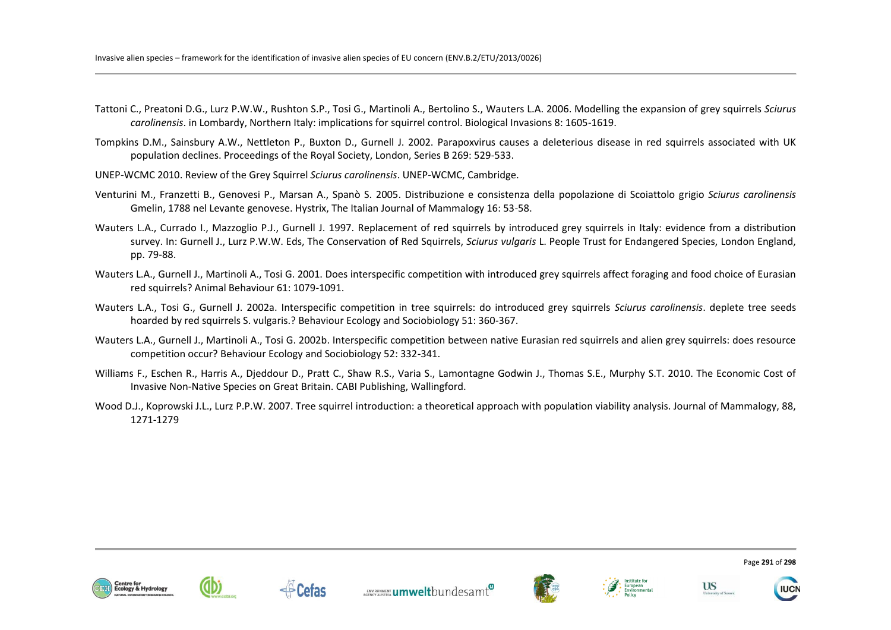Tattoni C., Preatoni D.G., Lurz P.W.W., Rushton S.P., Tosi G., Martinoli A., Bertolino S., Wauters L.A. 2006. Modelling the expansion of grey squirrels *Sciurus carolinensis*. in Lombardy, Northern Italy: implications for squirrel control. Biological Invasions 8: 1605-1619.

Tompkins D.M., Sainsbury A.W., Nettleton P., Buxton D., Gurnell J. 2002. Parapoxvirus causes a deleterious disease in red squirrels associated with UK population declines. Proceedings of the Royal Society, London, Series B 269: 529-533.

UNEP-WCMC 2010. Review of the Grey Squirrel *Sciurus carolinensis*. UNEP-WCMC, Cambridge.

Venturini M., Franzetti B., Genovesi P., Marsan A., Spanò S. 2005. Distribuzione e consistenza della popolazione di Scoiattolo grigio *Sciurus carolinensis* Gmelin, 1788 nel Levante genovese. Hystrix, The Italian Journal of Mammalogy 16: 53-58.

Wauters L.A., Currado I., Mazzoglio P.J., Gurnell J. 1997. Replacement of red squirrels by introduced grey squirrels in Italy: evidence from a distribution survey. In: Gurnell J., Lurz P.W.W. Eds, The Conservation of Red Squirrels, *Sciurus vulgaris* L. People Trust for Endangered Species, London England, pp. 79-88.

Wauters L.A., Gurnell J., Martinoli A., Tosi G. 2001. Does interspecific competition with introduced grey squirrels affect foraging and food choice of Eurasian red squirrels? Animal Behaviour 61: 1079-1091.

Wauters L.A., Tosi G., Gurnell J. 2002a. Interspecific competition in tree squirrels: do introduced grey squirrels *Sciurus carolinensis*. deplete tree seeds hoarded by red squirrels S. vulgaris.? Behaviour Ecology and Sociobiology 51: 360-367.

Wauters L.A., Gurnell J., Martinoli A., Tosi G. 2002b. Interspecific competition between native Eurasian red squirrels and alien grey squirrels: does resource competition occur? Behaviour Ecology and Sociobiology 52: 332-341.

Williams F., Eschen R., Harris A., Djeddour D., Pratt C., Shaw R.S., Varia S., Lamontagne Godwin J., Thomas S.E., Murphy S.T. 2010. The Economic Cost of Invasive Non-Native Species on Great Britain. CABI Publishing, Wallingford.

Wood D.J., Koprowski J.L., Lurz P.P.W. 2007. Tree squirrel introduction: a theoretical approach with population viability analysis. Journal of Mammalogy, 88, 1271-1279